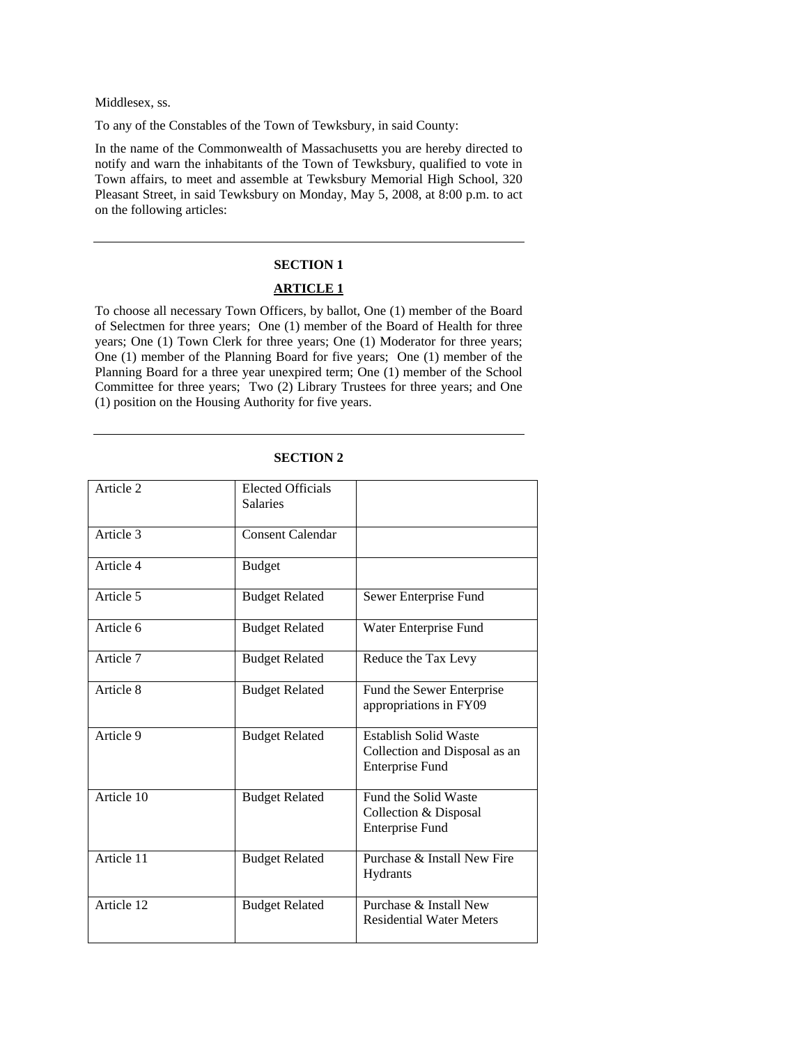Middlesex, ss.

To any of the Constables of the Town of Tewksbury, in said County:

In the name of the Commonwealth of Massachusetts you are hereby directed to notify and warn the inhabitants of the Town of Tewksbury, qualified to vote in Town affairs, to meet and assemble at Tewksbury Memorial High School, 320 Pleasant Street, in said Tewksbury on Monday, May 5, 2008, at 8:00 p.m. to act on the following articles:

---

## SECTION 1

### ARTICLE 1

To choose all necessary Town Officers, by ballot, One (1) member of the Board of Selectmen for three years; One (1) member of the Board of Health for three years; One (1) Town Clerk for three years; One (1) Moderator for three years; One (1) member of the Planning Board for five years; One (1) member of the Planning Board for a three year unexpired term; One (1) member of the School Committee for three years; Two (2) Library Trustees for three years; and One (1) position on the Housing Authority for five years.

---

## SECTION 2

| | | |
|---|---|---|
| Article 2 | Elected Officials Salaries | |
| Article 3 | Consent Calendar | |
| Article 4 | Budget | |
| Article 5 | Budget Related | Sewer Enterprise Fund |
| Article 6 | Budget Related | Water Enterprise Fund |
| Article 7 | Budget Related | Reduce the Tax Levy |
| Article 8 | Budget Related | Fund the Sewer Enterprise appropriations in FY09 |
| Article 9 | Budget Related | Establish Solid Waste Collection and Disposal as an Enterprise Fund |
| Article 10 | Budget Related | Fund the Solid Waste Collection & Disposal Enterprise Fund |
| Article 11 | Budget Related | Purchase & Install New Fire Hydrants |
| Article 12 | Budget Related | Purchase & Install New Residential Water Meters |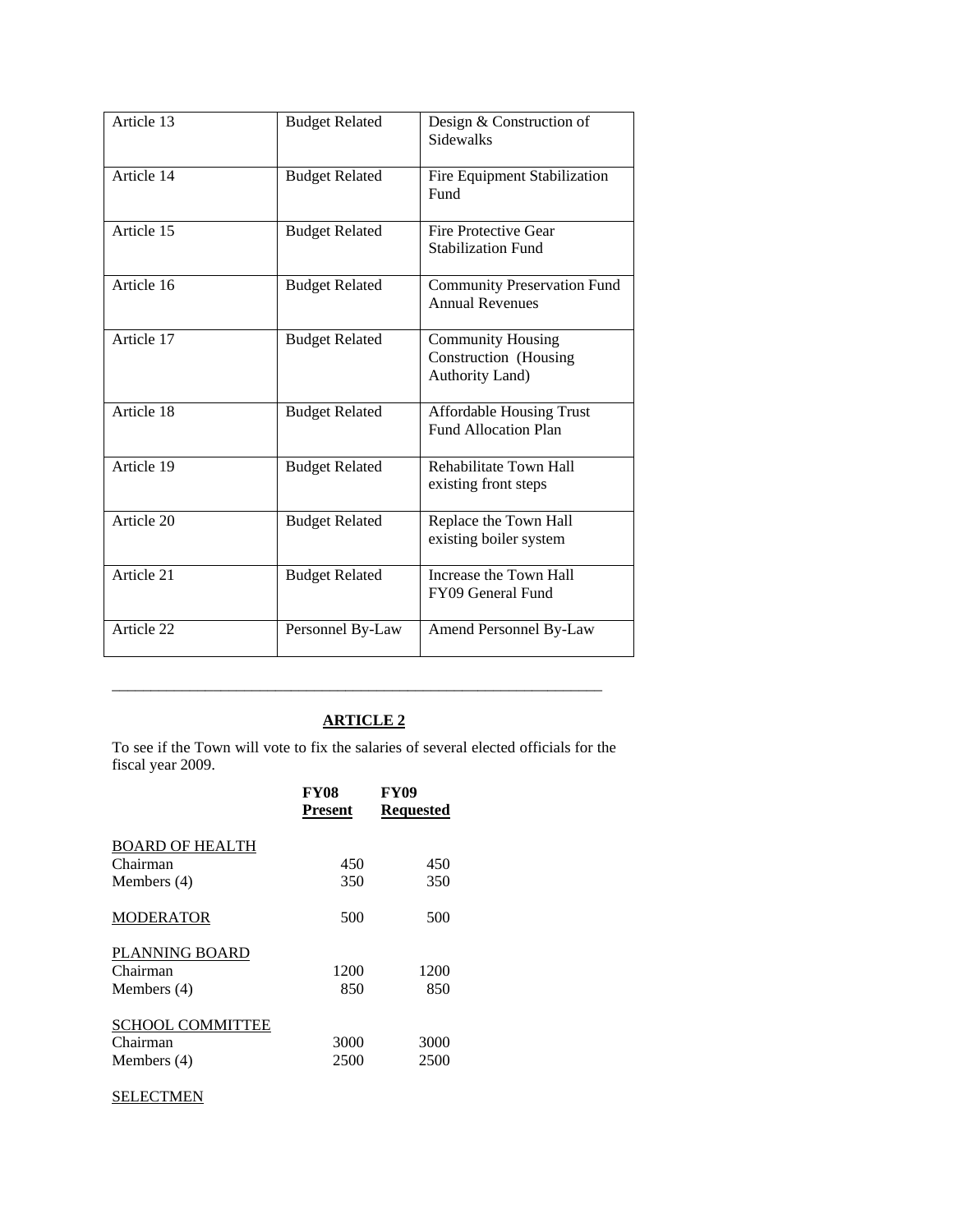| | | |
|---|---|---|
| Article 13 | Budget Related | Design & Construction of Sidewalks |
| Article 14 | Budget Related | Fire Equipment Stabilization Fund |
| Article 15 | Budget Related | Fire Protective Gear Stabilization Fund |
| Article 16 | Budget Related | Community Preservation Fund Annual Revenues |
| Article 17 | Budget Related | Community Housing Construction (Housing Authority Land) |
| Article 18 | Budget Related | Affordable Housing Trust Fund Allocation Plan |
| Article 19 | Budget Related | Rehabilitate Town Hall existing front steps |
| Article 20 | Budget Related | Replace the Town Hall existing boiler system |
| Article 21 | Budget Related | Increase the Town Hall FY09 General Fund |
| Article 22 | Personnel By-Law | Amend Personnel By-Law |

---

## ARTICLE 2

To see if the Town will vote to fix the salaries of several elected officials for the fiscal year 2009.

| | **FY08 Present** | **FY09 Requested** |
|---|---|---|
| BOARD OF HEALTH | | |
| Chairman | 450 | 450 |
| Members (4) | 350 | 350 |
| MODERATOR | 500 | 500 |
| PLANNING BOARD | | |
| Chairman | 1200 | 1200 |
| Members (4) | 850 | 850 |
| SCHOOL COMMITTEE | | |
| Chairman | 3000 | 3000 |
| Members (4) | 2500 | 2500 |
| SELECTMEN | | |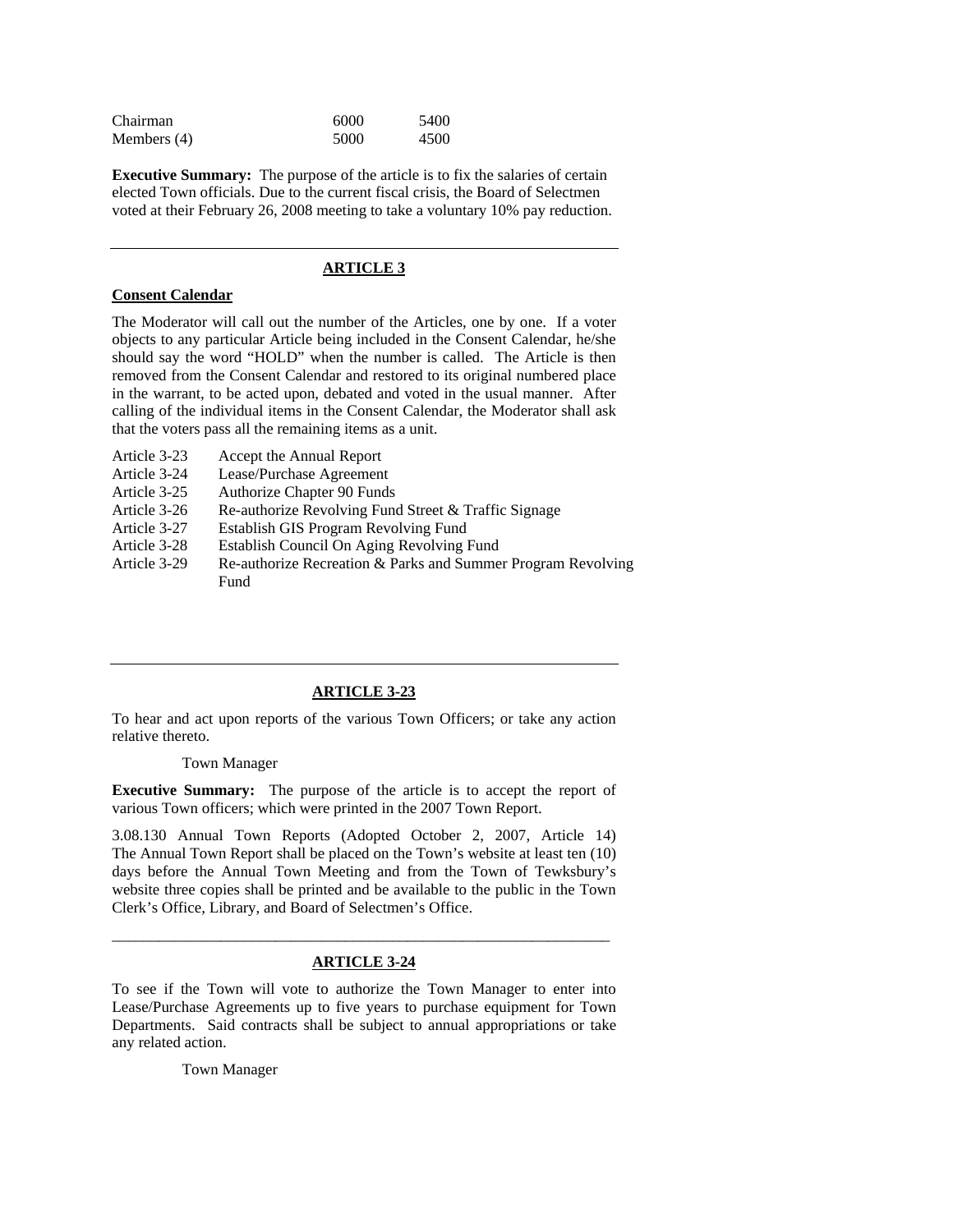| | | |
|---|---|---|
| Chairman | 6000 | 5400 |
| Members (4) | 5000 | 4500 |

**Executive Summary:** The purpose of the article is to fix the salaries of certain elected Town officials. Due to the current fiscal crisis, the Board of Selectmen voted at their February 26, 2008 meeting to take a voluntary 10% pay reduction.

---

## ARTICLE 3

**Consent Calendar**

The Moderator will call out the number of the Articles, one by one. If a voter objects to any particular Article being included in the Consent Calendar, he/she should say the word "HOLD" when the number is called. The Article is then removed from the Consent Calendar and restored to its original numbered place in the warrant, to be acted upon, debated and voted in the usual manner. After calling of the individual items in the Consent Calendar, the Moderator shall ask that the voters pass all the remaining items as a unit.

| | |
|---|---|
| Article 3-23 | Accept the Annual Report |
| Article 3-24 | Lease/Purchase Agreement |
| Article 3-25 | Authorize Chapter 90 Funds |
| Article 3-26 | Re-authorize Revolving Fund Street & Traffic Signage |
| Article 3-27 | Establish GIS Program Revolving Fund |
| Article 3-28 | Establish Council On Aging Revolving Fund |
| Article 3-29 | Re-authorize Recreation & Parks and Summer Program Revolving Fund |

---

## ARTICLE 3-23

To hear and act upon reports of the various Town Officers; or take any action relative thereto.

Town Manager

**Executive Summary:** The purpose of the article is to accept the report of various Town officers; which were printed in the 2007 Town Report.

3.08.130 Annual Town Reports (Adopted October 2, 2007, Article 14) The Annual Town Report shall be placed on the Town's website at least ten (10) days before the Annual Town Meeting and from the Town of Tewksbury's website three copies shall be printed and be available to the public in the Town Clerk's Office, Library, and Board of Selectmen's Office.

---

## ARTICLE 3-24

To see if the Town will vote to authorize the Town Manager to enter into Lease/Purchase Agreements up to five years to purchase equipment for Town Departments. Said contracts shall be subject to annual appropriations or take any related action.

Town Manager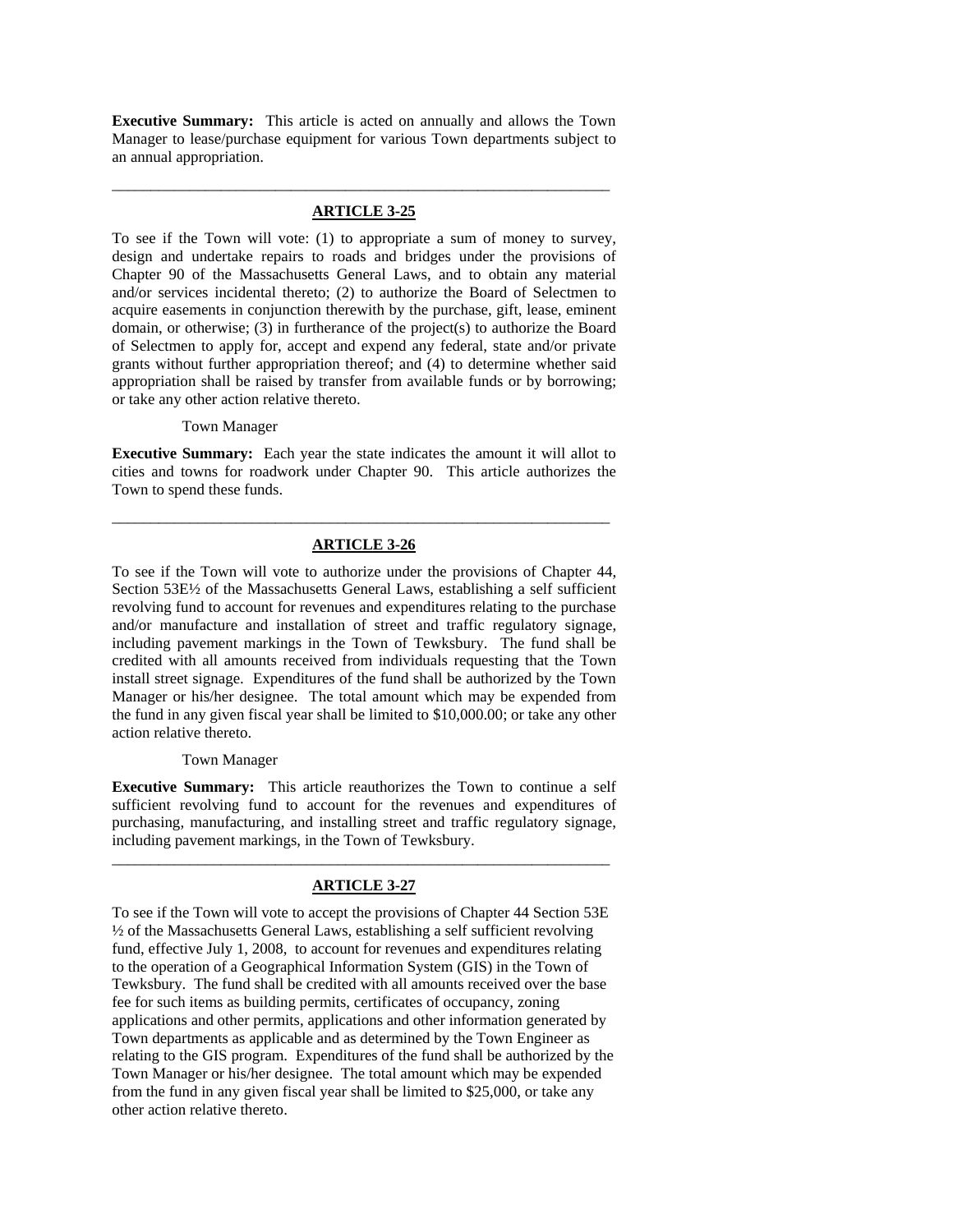**Executive Summary:** This article is acted on annually and allows the Town Manager to lease/purchase equipment for various Town departments subject to an annual appropriation.

---

## ARTICLE 3-25

To see if the Town will vote: (1) to appropriate a sum of money to survey, design and undertake repairs to roads and bridges under the provisions of Chapter 90 of the Massachusetts General Laws, and to obtain any material and/or services incidental thereto; (2) to authorize the Board of Selectmen to acquire easements in conjunction therewith by the purchase, gift, lease, eminent domain, or otherwise; (3) in furtherance of the project(s) to authorize the Board of Selectmen to apply for, accept and expend any federal, state and/or private grants without further appropriation thereof; and (4) to determine whether said appropriation shall be raised by transfer from available funds or by borrowing; or take any other action relative thereto.

Town Manager

**Executive Summary:** Each year the state indicates the amount it will allot to cities and towns for roadwork under Chapter 90. This article authorizes the Town to spend these funds.

---

## ARTICLE 3-26

To see if the Town will vote to authorize under the provisions of Chapter 44, Section 53E½ of the Massachusetts General Laws, establishing a self sufficient revolving fund to account for revenues and expenditures relating to the purchase and/or manufacture and installation of street and traffic regulatory signage, including pavement markings in the Town of Tewksbury. The fund shall be credited with all amounts received from individuals requesting that the Town install street signage. Expenditures of the fund shall be authorized by the Town Manager or his/her designee. The total amount which may be expended from the fund in any given fiscal year shall be limited to $10,000.00; or take any other action relative thereto.

Town Manager

**Executive Summary:** This article reauthorizes the Town to continue a self sufficient revolving fund to account for the revenues and expenditures of purchasing, manufacturing, and installing street and traffic regulatory signage, including pavement markings, in the Town of Tewksbury.

---

## ARTICLE 3-27

To see if the Town will vote to accept the provisions of Chapter 44 Section 53E ½ of the Massachusetts General Laws, establishing a self sufficient revolving fund, effective July 1, 2008, to account for revenues and expenditures relating to the operation of a Geographical Information System (GIS) in the Town of Tewksbury. The fund shall be credited with all amounts received over the base fee for such items as building permits, certificates of occupancy, zoning applications and other permits, applications and other information generated by Town departments as applicable and as determined by the Town Engineer as relating to the GIS program. Expenditures of the fund shall be authorized by the Town Manager or his/her designee. The total amount which may be expended from the fund in any given fiscal year shall be limited to $25,000, or take any other action relative thereto.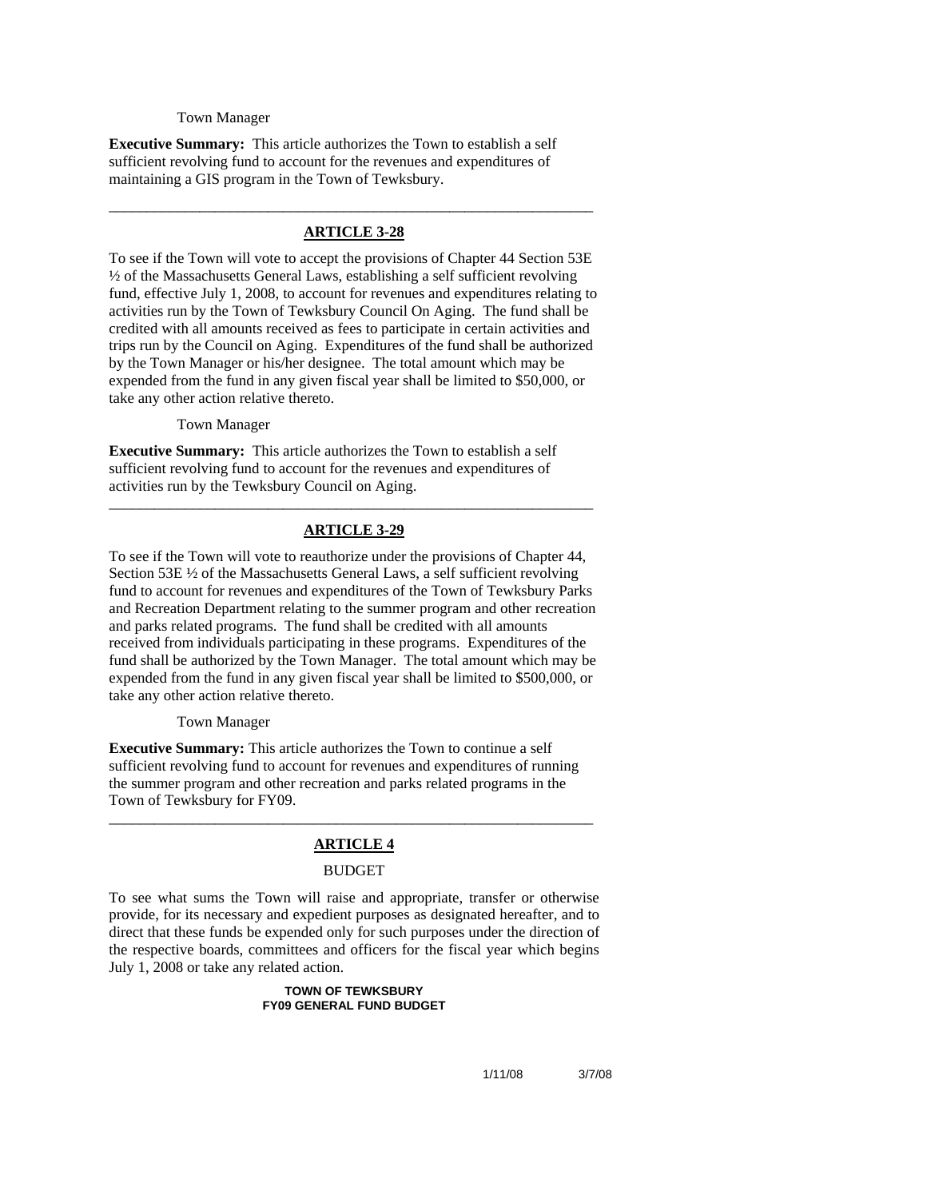Town Manager

**Executive Summary:** This article authorizes the Town to establish a self sufficient revolving fund to account for the revenues and expenditures of maintaining a GIS program in the Town of Tewksbury.

---

## ARTICLE 3-28

To see if the Town will vote to accept the provisions of Chapter 44 Section 53E ½ of the Massachusetts General Laws, establishing a self sufficient revolving fund, effective July 1, 2008, to account for revenues and expenditures relating to activities run by the Town of Tewksbury Council On Aging. The fund shall be credited with all amounts received as fees to participate in certain activities and trips run by the Council on Aging. Expenditures of the fund shall be authorized by the Town Manager or his/her designee. The total amount which may be expended from the fund in any given fiscal year shall be limited to $50,000, or take any other action relative thereto.

Town Manager

**Executive Summary:** This article authorizes the Town to establish a self sufficient revolving fund to account for the revenues and expenditures of activities run by the Tewksbury Council on Aging.

---

## ARTICLE 3-29

To see if the Town will vote to reauthorize under the provisions of Chapter 44, Section 53E ½ of the Massachusetts General Laws, a self sufficient revolving fund to account for revenues and expenditures of the Town of Tewksbury Parks and Recreation Department relating to the summer program and other recreation and parks related programs. The fund shall be credited with all amounts received from individuals participating in these programs. Expenditures of the fund shall be authorized by the Town Manager. The total amount which may be expended from the fund in any given fiscal year shall be limited to $500,000, or take any other action relative thereto.

Town Manager

**Executive Summary:** This article authorizes the Town to continue a self sufficient revolving fund to account for revenues and expenditures of running the summer program and other recreation and parks related programs in the Town of Tewksbury for FY09.

---

## ARTICLE 4

BUDGET

To see what sums the Town will raise and appropriate, transfer or otherwise provide, for its necessary and expedient purposes as designated hereafter, and to direct that these funds be expended only for such purposes under the direction of the respective boards, committees and officers for the fiscal year which begins July 1, 2008 or take any related action.

**TOWN OF TEWKSBURY**
**FY09 GENERAL FUND BUDGET**

1/11/08 3/7/08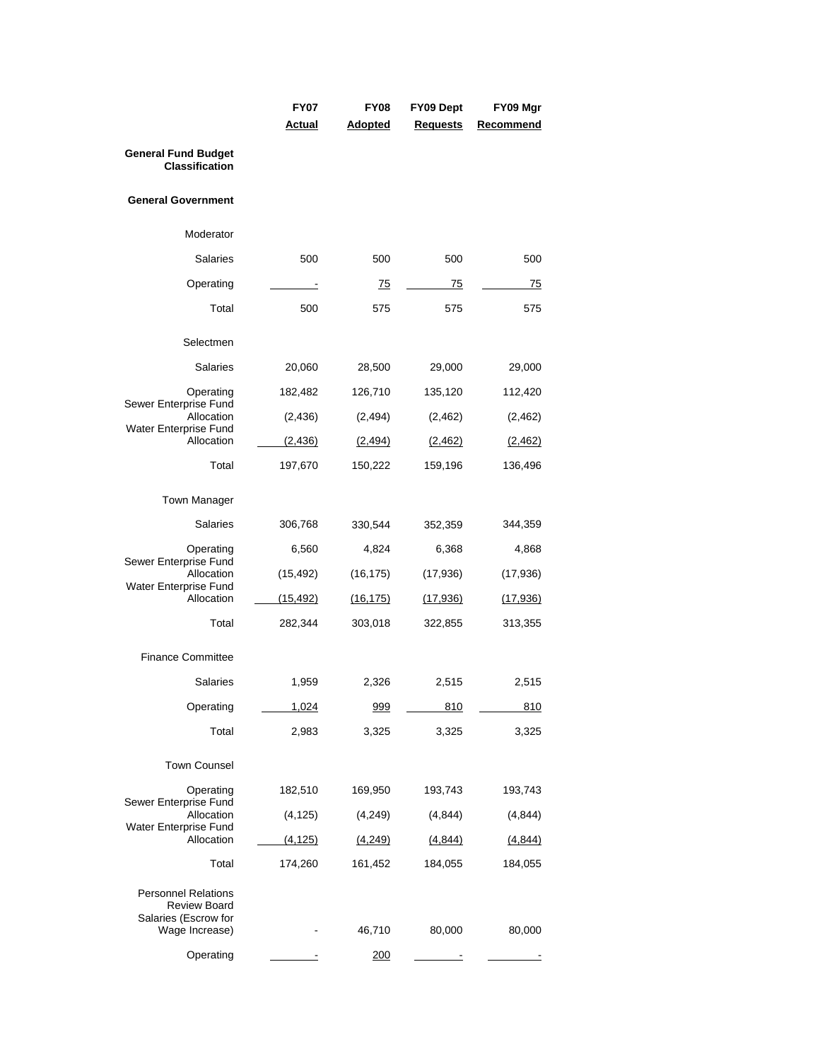| | FY07 Actual | FY08 Adopted | FY09 Dept Requests | FY09 Mgr Recommend |
|---|---|---|---|---|
| **General Fund Budget Classification** | | | | |
| **General Government** | | | | |
| Moderator | | | | |
| Salaries | 500 | 500 | 500 | 500 |
| Operating | - | 75 | 75 | 75 |
| Total | 500 | 575 | 575 | 575 |
| Selectmen | | | | |
| Salaries | 20,060 | 28,500 | 29,000 | 29,000 |
| Operating | 182,482 | 126,710 | 135,120 | 112,420 |
| Sewer Enterprise Fund Allocation | (2,436) | (2,494) | (2,462) | (2,462) |
| Water Enterprise Fund Allocation | (2,436) | (2,494) | (2,462) | (2,462) |
| Total | 197,670 | 150,222 | 159,196 | 136,496 |
| Town Manager | | | | |
| Salaries | 306,768 | 330,544 | 352,359 | 344,359 |
| Operating | 6,560 | 4,824 | 6,368 | 4,868 |
| Sewer Enterprise Fund Allocation | (15,492) | (16,175) | (17,936) | (17,936) |
| Water Enterprise Fund Allocation | (15,492) | (16,175) | (17,936) | (17,936) |
| Total | 282,344 | 303,018 | 322,855 | 313,355 |
| Finance Committee | | | | |
| Salaries | 1,959 | 2,326 | 2,515 | 2,515 |
| Operating | 1,024 | 999 | 810 | 810 |
| Total | 2,983 | 3,325 | 3,325 | 3,325 |
| Town Counsel | | | | |
| Operating | 182,510 | 169,950 | 193,743 | 193,743 |
| Sewer Enterprise Fund Allocation | (4,125) | (4,249) | (4,844) | (4,844) |
| Water Enterprise Fund Allocation | (4,125) | (4,249) | (4,844) | (4,844) |
| Total | 174,260 | 161,452 | 184,055 | 184,055 |
| Personnel Relations Review Board | | | | |
| Salaries (Escrow for Wage Increase) | - | 46,710 | 80,000 | 80,000 |
| Operating | - | 200 | - | - |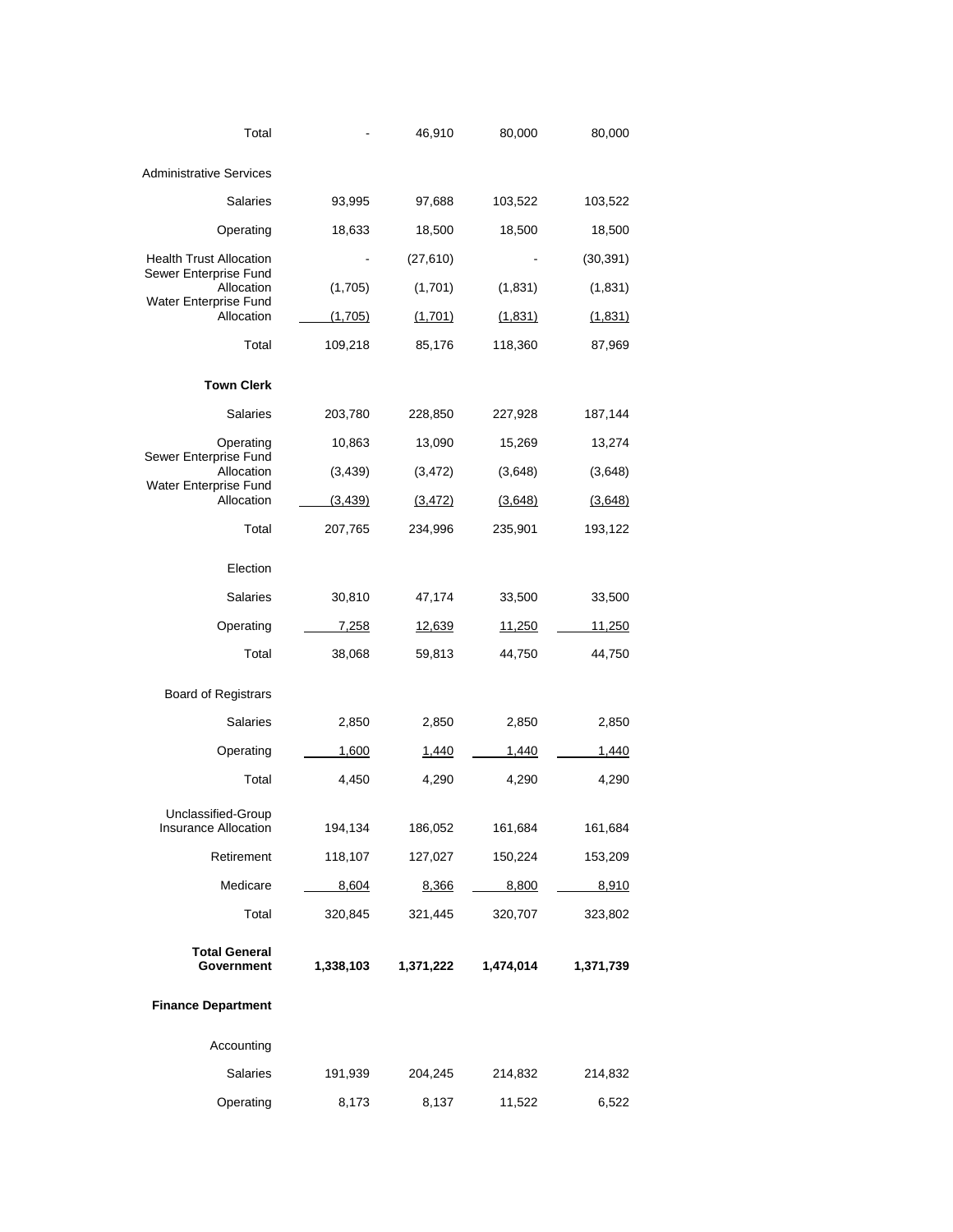| | | | | |
|---|---|---|---|---|
| Total | - | 46,910 | 80,000 | 80,000 |
| Administrative Services | | | | |
| Salaries | 93,995 | 97,688 | 103,522 | 103,522 |
| Operating | 18,633 | 18,500 | 18,500 | 18,500 |
| Health Trust Allocation | - | (27,610) | - | (30,391) |
| Sewer Enterprise Fund Allocation | (1,705) | (1,701) | (1,831) | (1,831) |
| Water Enterprise Fund Allocation | (1,705) | (1,701) | (1,831) | (1,831) |
| Total | 109,218 | 85,176 | 118,360 | 87,969 |
| **Town Clerk** | | | | |
| Salaries | 203,780 | 228,850 | 227,928 | 187,144 |
| Operating | 10,863 | 13,090 | 15,269 | 13,274 |
| Sewer Enterprise Fund Allocation | (3,439) | (3,472) | (3,648) | (3,648) |
| Water Enterprise Fund Allocation | (3,439) | (3,472) | (3,648) | (3,648) |
| Total | 207,765 | 234,996 | 235,901 | 193,122 |
| Election | | | | |
| Salaries | 30,810 | 47,174 | 33,500 | 33,500 |
| Operating | 7,258 | 12,639 | 11,250 | 11,250 |
| Total | 38,068 | 59,813 | 44,750 | 44,750 |
| Board of Registrars | | | | |
| Salaries | 2,850 | 2,850 | 2,850 | 2,850 |
| Operating | 1,600 | 1,440 | 1,440 | 1,440 |
| Total | 4,450 | 4,290 | 4,290 | 4,290 |
| Unclassified-Group Insurance Allocation | 194,134 | 186,052 | 161,684 | 161,684 |
| Retirement | 118,107 | 127,027 | 150,224 | 153,209 |
| Medicare | 8,604 | 8,366 | 8,800 | 8,910 |
| Total | 320,845 | 321,445 | 320,707 | 323,802 |
| **Total General Government** | **1,338,103** | **1,371,222** | **1,474,014** | **1,371,739** |
| **Finance Department** | | | | |
| Accounting | | | | |
| Salaries | 191,939 | 204,245 | 214,832 | 214,832 |
| Operating | 8,173 | 8,137 | 11,522 | 6,522 |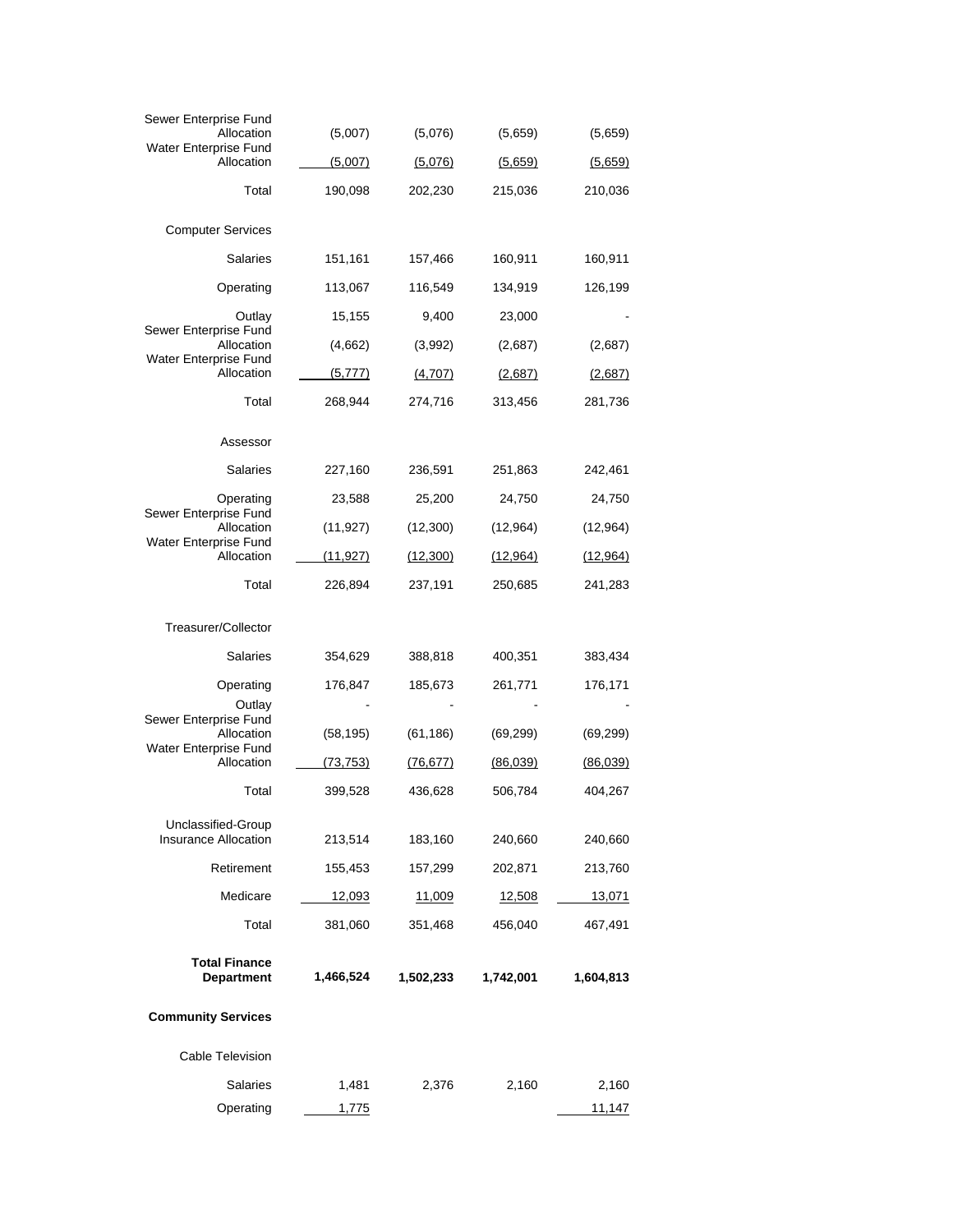| | | | | |
|---|---|---|---|---|
| Sewer Enterprise Fund Allocation | (5,007) | (5,076) | (5,659) | (5,659) |
| Water Enterprise Fund Allocation | (5,007) | (5,076) | (5,659) | (5,659) |
| Total | 190,098 | 202,230 | 215,036 | 210,036 |
| Computer Services | | | | |
| Salaries | 151,161 | 157,466 | 160,911 | 160,911 |
| Operating | 113,067 | 116,549 | 134,919 | 126,199 |
| Outlay | 15,155 | 9,400 | 23,000 | - |
| Sewer Enterprise Fund Allocation | (4,662) | (3,992) | (2,687) | (2,687) |
| Water Enterprise Fund Allocation | (5,777) | (4,707) | (2,687) | (2,687) |
| Total | 268,944 | 274,716 | 313,456 | 281,736 |
| Assessor | | | | |
| Salaries | 227,160 | 236,591 | 251,863 | 242,461 |
| Operating | 23,588 | 25,200 | 24,750 | 24,750 |
| Sewer Enterprise Fund Allocation | (11,927) | (12,300) | (12,964) | (12,964) |
| Water Enterprise Fund Allocation | (11,927) | (12,300) | (12,964) | (12,964) |
| Total | 226,894 | 237,191 | 250,685 | 241,283 |
| Treasurer/Collector | | | | |
| Salaries | 354,629 | 388,818 | 400,351 | 383,434 |
| Operating | 176,847 | 185,673 | 261,771 | 176,171 |
| Outlay | - | - | - | - |
| Sewer Enterprise Fund Allocation | (58,195) | (61,186) | (69,299) | (69,299) |
| Water Enterprise Fund Allocation | (73,753) | (76,677) | (86,039) | (86,039) |
| Total | 399,528 | 436,628 | 506,784 | 404,267 |
| Unclassified-Group Insurance Allocation | 213,514 | 183,160 | 240,660 | 240,660 |
| Retirement | 155,453 | 157,299 | 202,871 | 213,760 |
| Medicare | 12,093 | 11,009 | 12,508 | 13,071 |
| Total | 381,060 | 351,468 | 456,040 | 467,491 |
| **Total Finance Department** | **1,466,524** | **1,502,233** | **1,742,001** | **1,604,813** |
| **Community Services** | | | | |
| Cable Television | | | | |
| Salaries | 1,481 | 2,376 | 2,160 | 2,160 |
| Operating | 1,775 | | | 11,147 |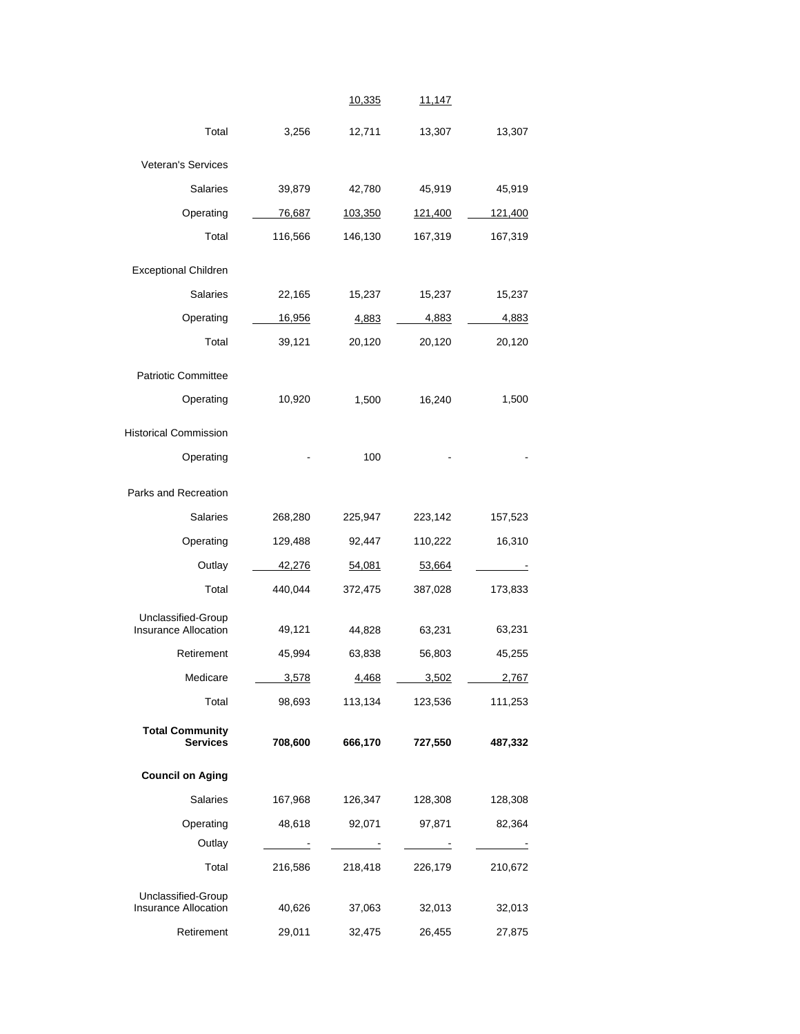| | | | | |
|---|---|---|---|---|
| | | 10,335 | 11,147 | |
| Total | 3,256 | 12,711 | 13,307 | 13,307 |
| Veteran's Services | | | | |
| Salaries | 39,879 | 42,780 | 45,919 | 45,919 |
| Operating | 76,687 | 103,350 | 121,400 | 121,400 |
| Total | 116,566 | 146,130 | 167,319 | 167,319 |
| Exceptional Children | | | | |
| Salaries | 22,165 | 15,237 | 15,237 | 15,237 |
| Operating | 16,956 | 4,883 | 4,883 | 4,883 |
| Total | 39,121 | 20,120 | 20,120 | 20,120 |
| Patriotic Committee | | | | |
| Operating | 10,920 | 1,500 | 16,240 | 1,500 |
| Historical Commission | | | | |
| Operating | - | 100 | - | - |
| Parks and Recreation | | | | |
| Salaries | 268,280 | 225,947 | 223,142 | 157,523 |
| Operating | 129,488 | 92,447 | 110,222 | 16,310 |
| Outlay | 42,276 | 54,081 | 53,664 | - |
| Total | 440,044 | 372,475 | 387,028 | 173,833 |
| Unclassified-Group Insurance Allocation | 49,121 | 44,828 | 63,231 | 63,231 |
| Retirement | 45,994 | 63,838 | 56,803 | 45,255 |
| Medicare | 3,578 | 4,468 | 3,502 | 2,767 |
| Total | 98,693 | 113,134 | 123,536 | 111,253 |
| **Total Community Services** | **708,600** | **666,170** | **727,550** | **487,332** |
| **Council on Aging** | | | | |
| Salaries | 167,968 | 126,347 | 128,308 | 128,308 |
| Operating | 48,618 | 92,071 | 97,871 | 82,364 |
| Outlay | - | - | - | - |
| Total | 216,586 | 218,418 | 226,179 | 210,672 |
| Unclassified-Group Insurance Allocation | 40,626 | 37,063 | 32,013 | 32,013 |
| Retirement | 29,011 | 32,475 | 26,455 | 27,875 |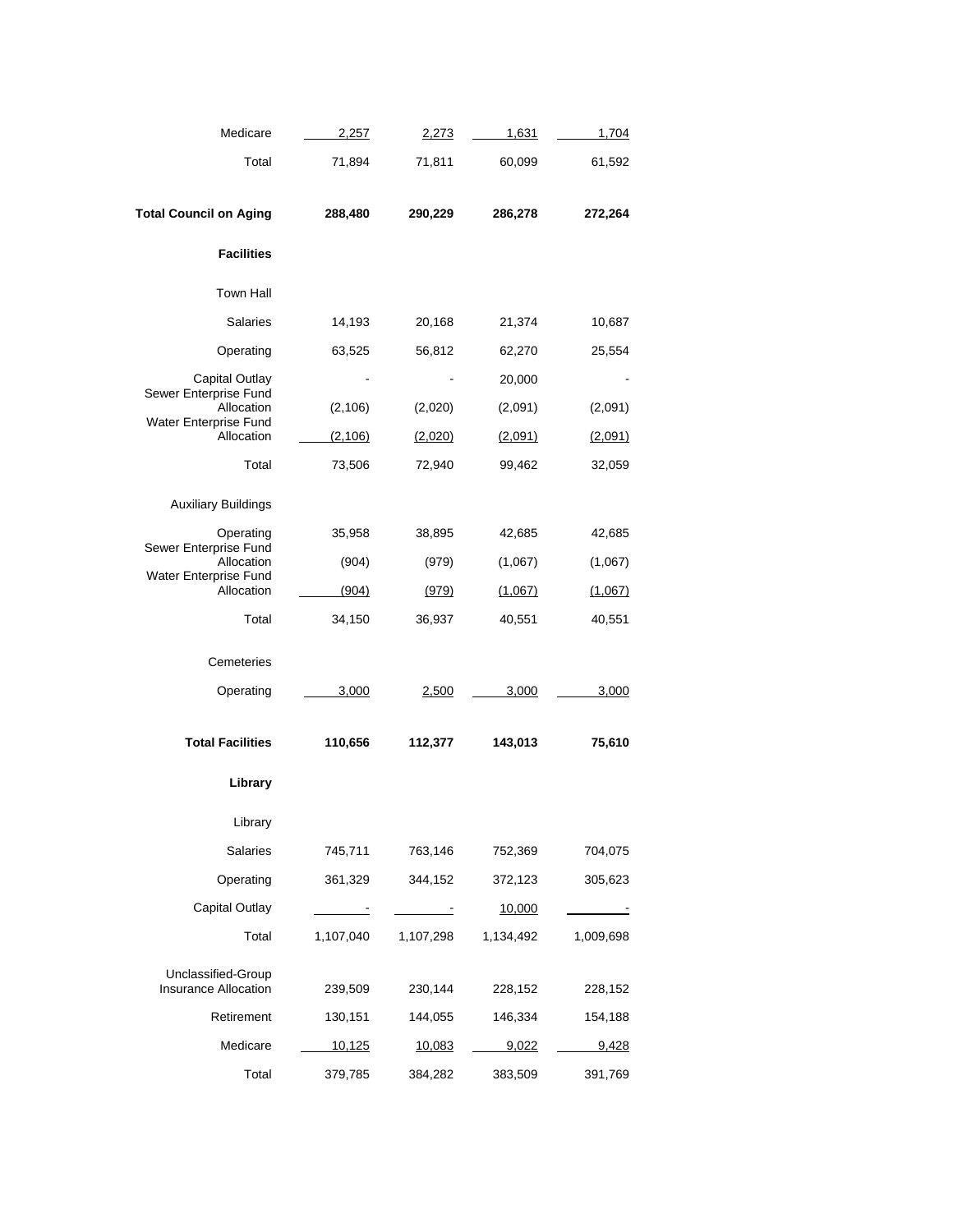| | | | | |
|---|---|---|---|---|
| Medicare | 2,257 | 2,273 | 1,631 | 1,704 |
| Total | 71,894 | 71,811 | 60,099 | 61,592 |
| **Total Council on Aging** | **288,480** | **290,229** | **286,278** | **272,264** |
| **Facilities** | | | | |
| Town Hall | | | | |
| Salaries | 14,193 | 20,168 | 21,374 | 10,687 |
| Operating | 63,525 | 56,812 | 62,270 | 25,554 |
| Capital Outlay | - | - | 20,000 | - |
| Sewer Enterprise Fund Allocation | (2,106) | (2,020) | (2,091) | (2,091) |
| Water Enterprise Fund Allocation | (2,106) | (2,020) | (2,091) | (2,091) |
| Total | 73,506 | 72,940 | 99,462 | 32,059 |
| Auxiliary Buildings | | | | |
| Operating | 35,958 | 38,895 | 42,685 | 42,685 |
| Sewer Enterprise Fund Allocation | (904) | (979) | (1,067) | (1,067) |
| Water Enterprise Fund Allocation | (904) | (979) | (1,067) | (1,067) |
| Total | 34,150 | 36,937 | 40,551 | 40,551 |
| Cemeteries | | | | |
| Operating | 3,000 | 2,500 | 3,000 | 3,000 |
| **Total Facilities** | **110,656** | **112,377** | **143,013** | **75,610** |
| **Library** | | | | |
| Library | | | | |
| Salaries | 745,711 | 763,146 | 752,369 | 704,075 |
| Operating | 361,329 | 344,152 | 372,123 | 305,623 |
| Capital Outlay | - | - | 10,000 | - |
| Total | 1,107,040 | 1,107,298 | 1,134,492 | 1,009,698 |
| Unclassified-Group Insurance Allocation | 239,509 | 230,144 | 228,152 | 228,152 |
| Retirement | 130,151 | 144,055 | 146,334 | 154,188 |
| Medicare | 10,125 | 10,083 | 9,022 | 9,428 |
| Total | 379,785 | 384,282 | 383,509 | 391,769 |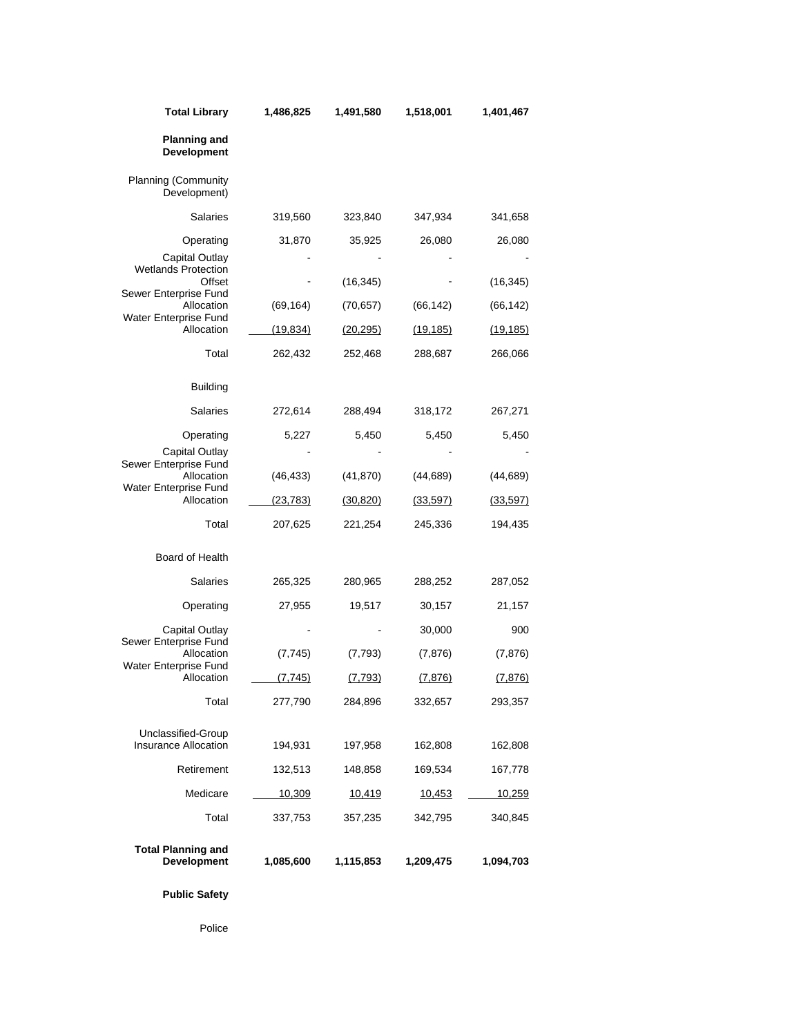| | | | | |
|---|---|---|---|---|
| **Total Library** | **1,486,825** | **1,491,580** | **1,518,001** | **1,401,467** |
| **Planning and Development** | | | | |
| Planning (Community Development) | | | | |
| Salaries | 319,560 | 323,840 | 347,934 | 341,658 |
| Operating | 31,870 | 35,925 | 26,080 | 26,080 |
| Capital Outlay | - | - | - | - |
| Wetlands Protection Offset | - | (16,345) | - | (16,345) |
| Sewer Enterprise Fund Allocation | (69,164) | (70,657) | (66,142) | (66,142) |
| Water Enterprise Fund Allocation | (19,834) | (20,295) | (19,185) | (19,185) |
| Total | 262,432 | 252,468 | 288,687 | 266,066 |
| Building | | | | |
| Salaries | 272,614 | 288,494 | 318,172 | 267,271 |
| Operating | 5,227 | 5,450 | 5,450 | 5,450 |
| Capital Outlay | - | - | - | - |
| Sewer Enterprise Fund Allocation | (46,433) | (41,870) | (44,689) | (44,689) |
| Water Enterprise Fund Allocation | (23,783) | (30,820) | (33,597) | (33,597) |
| Total | 207,625 | 221,254 | 245,336 | 194,435 |
| Board of Health | | | | |
| Salaries | 265,325 | 280,965 | 288,252 | 287,052 |
| Operating | 27,955 | 19,517 | 30,157 | 21,157 |
| Capital Outlay | - | - | 30,000 | 900 |
| Sewer Enterprise Fund Allocation | (7,745) | (7,793) | (7,876) | (7,876) |
| Water Enterprise Fund Allocation | (7,745) | (7,793) | (7,876) | (7,876) |
| Total | 277,790 | 284,896 | 332,657 | 293,357 |
| Unclassified-Group Insurance Allocation | 194,931 | 197,958 | 162,808 | 162,808 |
| Retirement | 132,513 | 148,858 | 169,534 | 167,778 |
| Medicare | 10,309 | 10,419 | 10,453 | 10,259 |
| Total | 337,753 | 357,235 | 342,795 | 340,845 |
| **Total Planning and Development** | **1,085,600** | **1,115,853** | **1,209,475** | **1,094,703** |
| **Public Safety** | | | | |
| Police | | | | |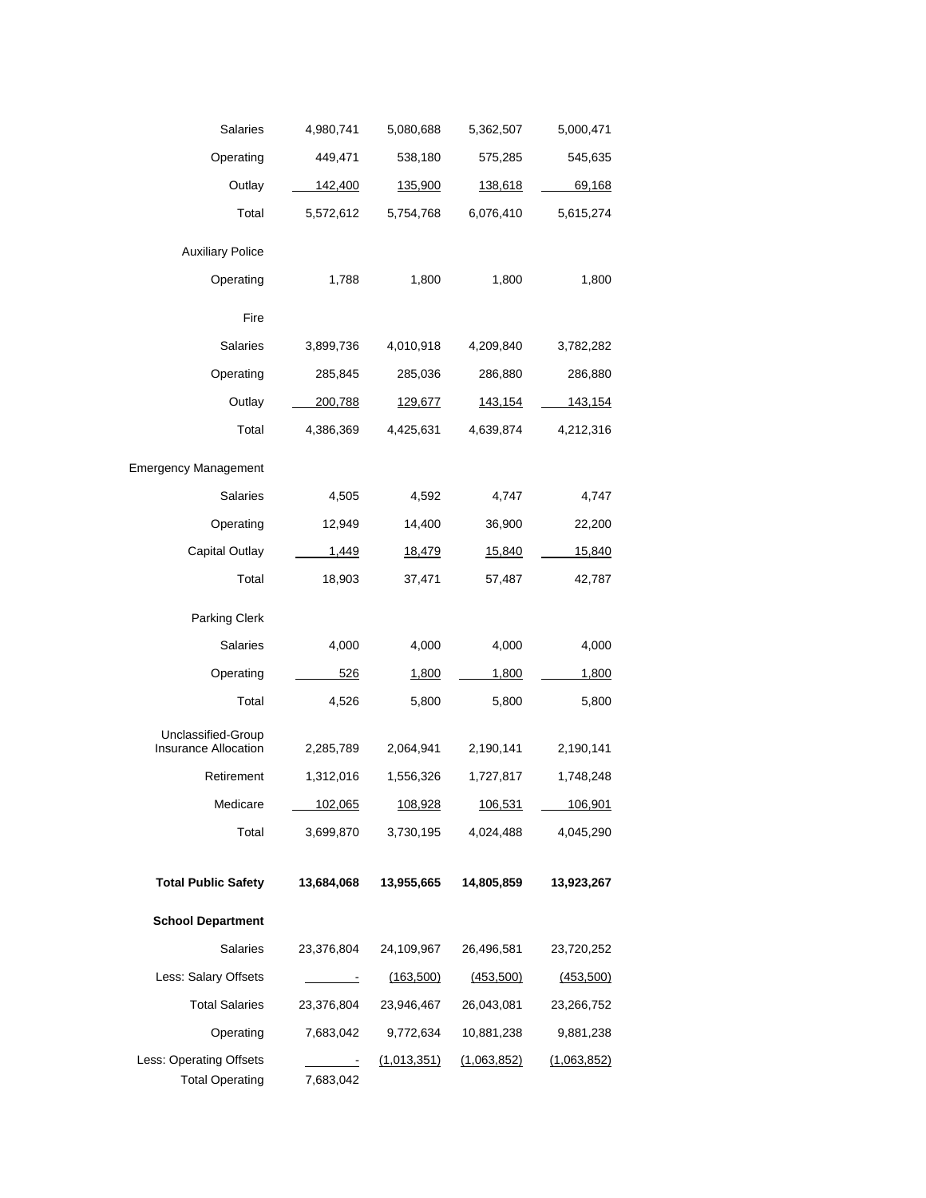| | | | | |
|---|---|---|---|---|
| Salaries | 4,980,741 | 5,080,688 | 5,362,507 | 5,000,471 |
| Operating | 449,471 | 538,180 | 575,285 | 545,635 |
| Outlay | 142,400 | 135,900 | 138,618 | 69,168 |
| Total | 5,572,612 | 5,754,768 | 6,076,410 | 5,615,274 |
| Auxiliary Police | | | | |
| Operating | 1,788 | 1,800 | 1,800 | 1,800 |
| Fire | | | | |
| Salaries | 3,899,736 | 4,010,918 | 4,209,840 | 3,782,282 |
| Operating | 285,845 | 285,036 | 286,880 | 286,880 |
| Outlay | 200,788 | 129,677 | 143,154 | 143,154 |
| Total | 4,386,369 | 4,425,631 | 4,639,874 | 4,212,316 |
| Emergency Management | | | | |
| Salaries | 4,505 | 4,592 | 4,747 | 4,747 |
| Operating | 12,949 | 14,400 | 36,900 | 22,200 |
| Capital Outlay | 1,449 | 18,479 | 15,840 | 15,840 |
| Total | 18,903 | 37,471 | 57,487 | 42,787 |
| Parking Clerk | | | | |
| Salaries | 4,000 | 4,000 | 4,000 | 4,000 |
| Operating | 526 | 1,800 | 1,800 | 1,800 |
| Total | 4,526 | 5,800 | 5,800 | 5,800 |
| Unclassified-Group Insurance Allocation | 2,285,789 | 2,064,941 | 2,190,141 | 2,190,141 |
| Retirement | 1,312,016 | 1,556,326 | 1,727,817 | 1,748,248 |
| Medicare | 102,065 | 108,928 | 106,531 | 106,901 |
| Total | 3,699,870 | 3,730,195 | 4,024,488 | 4,045,290 |
| **Total Public Safety** | **13,684,068** | **13,955,665** | **14,805,859** | **13,923,267** |
| **School Department** | | | | |
| Salaries | 23,376,804 | 24,109,967 | 26,496,581 | 23,720,252 |
| Less: Salary Offsets | - | (163,500) | (453,500) | (453,500) |
| Total Salaries | 23,376,804 | 23,946,467 | 26,043,081 | 23,266,752 |
| Operating | 7,683,042 | 9,772,634 | 10,881,238 | 9,881,238 |
| Less: Operating Offsets | - | (1,013,351) | (1,063,852) | (1,063,852) |
| Total Operating | 7,683,042 | | | |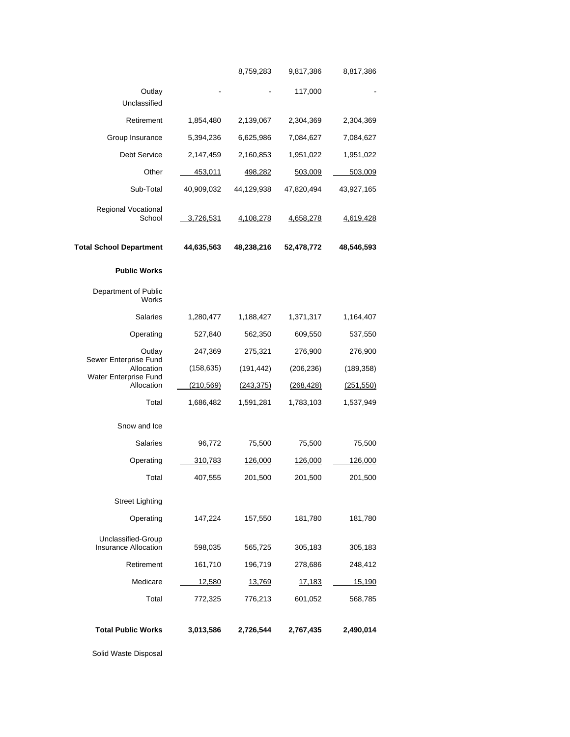| | | | | |
|---|---|---|---|---|
| | | 8,759,283 | 9,817,386 | 8,817,386 |
| Outlay | - | - | 117,000 | - |
| Unclassified | | | | |
| Retirement | 1,854,480 | 2,139,067 | 2,304,369 | 2,304,369 |
| Group Insurance | 5,394,236 | 6,625,986 | 7,084,627 | 7,084,627 |
| Debt Service | 2,147,459 | 2,160,853 | 1,951,022 | 1,951,022 |
| Other | 453,011 | 498,282 | 503,009 | 503,009 |
| Sub-Total | 40,909,032 | 44,129,938 | 47,820,494 | 43,927,165 |
| Regional Vocational School | 3,726,531 | 4,108,278 | 4,658,278 | 4,619,428 |
| **Total School Department** | **44,635,563** | **48,238,216** | **52,478,772** | **48,546,593** |
| **Public Works** | | | | |
| Department of Public Works | | | | |
| Salaries | 1,280,477 | 1,188,427 | 1,371,317 | 1,164,407 |
| Operating | 527,840 | 562,350 | 609,550 | 537,550 |
| Outlay | 247,369 | 275,321 | 276,900 | 276,900 |
| Sewer Enterprise Fund Allocation | (158,635) | (191,442) | (206,236) | (189,358) |
| Water Enterprise Fund Allocation | (210,569) | (243,375) | (268,428) | (251,550) |
| Total | 1,686,482 | 1,591,281 | 1,783,103 | 1,537,949 |
| Snow and Ice | | | | |
| Salaries | 96,772 | 75,500 | 75,500 | 75,500 |
| Operating | 310,783 | 126,000 | 126,000 | 126,000 |
| Total | 407,555 | 201,500 | 201,500 | 201,500 |
| Street Lighting | | | | |
| Operating | 147,224 | 157,550 | 181,780 | 181,780 |
| Unclassified-Group Insurance Allocation | 598,035 | 565,725 | 305,183 | 305,183 |
| Retirement | 161,710 | 196,719 | 278,686 | 248,412 |
| Medicare | 12,580 | 13,769 | 17,183 | 15,190 |
| Total | 772,325 | 776,213 | 601,052 | 568,785 |
| **Total Public Works** | **3,013,586** | **2,726,544** | **2,767,435** | **2,490,014** |
| Solid Waste Disposal | | | | |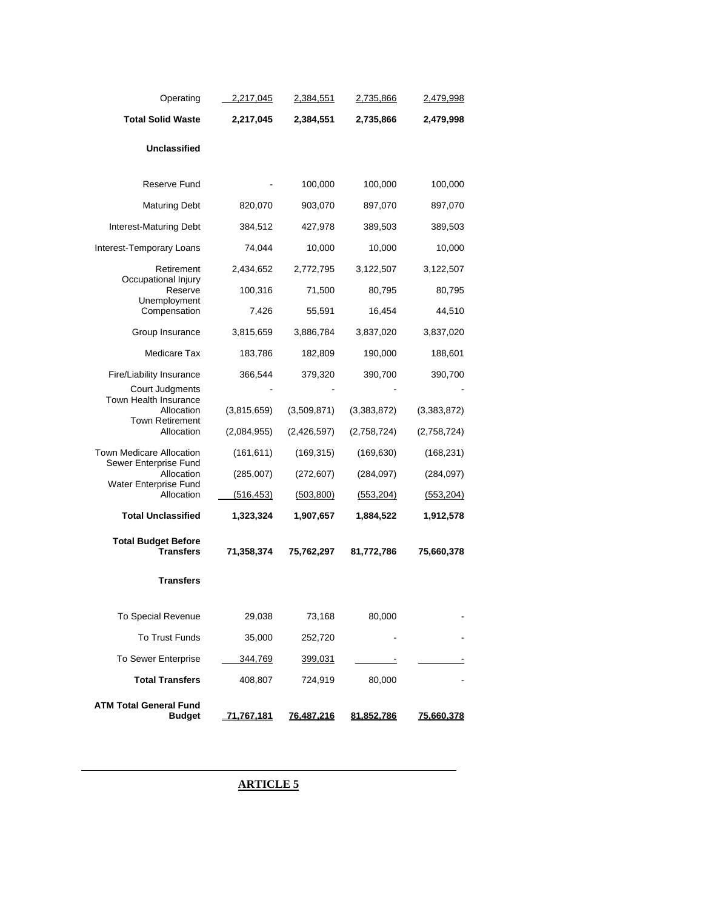| | | | | |
|---|---|---|---|---|
| Operating | 2,217,045 | 2,384,551 | 2,735,866 | 2,479,998 |
| **Total Solid Waste** | **2,217,045** | **2,384,551** | **2,735,866** | **2,479,998** |
| **Unclassified** | | | | |
| Reserve Fund | - | 100,000 | 100,000 | 100,000 |
| Maturing Debt | 820,070 | 903,070 | 897,070 | 897,070 |
| Interest-Maturing Debt | 384,512 | 427,978 | 389,503 | 389,503 |
| Interest-Temporary Loans | 74,044 | 10,000 | 10,000 | 10,000 |
| Retirement | 2,434,652 | 2,772,795 | 3,122,507 | 3,122,507 |
| Occupational Injury Reserve | 100,316 | 71,500 | 80,795 | 80,795 |
| Unemployment Compensation | 7,426 | 55,591 | 16,454 | 44,510 |
| Group Insurance | 3,815,659 | 3,886,784 | 3,837,020 | 3,837,020 |
| Medicare Tax | 183,786 | 182,809 | 190,000 | 188,601 |
| Fire/Liability Insurance | 366,544 | 379,320 | 390,700 | 390,700 |
| Court Judgments | - | - | - | - |
| Town Health Insurance Allocation | (3,815,659) | (3,509,871) | (3,383,872) | (3,383,872) |
| Town Retirement Allocation | (2,084,955) | (2,426,597) | (2,758,724) | (2,758,724) |
| Town Medicare Allocation | (161,611) | (169,315) | (169,630) | (168,231) |
| Sewer Enterprise Fund Allocation | (285,007) | (272,607) | (284,097) | (284,097) |
| Water Enterprise Fund Allocation | (516,453) | (503,800) | (553,204) | (553,204) |
| **Total Unclassified** | **1,323,324** | **1,907,657** | **1,884,522** | **1,912,578** |
| **Total Budget Before Transfers** | **71,358,374** | **75,762,297** | **81,772,786** | **75,660,378** |
| **Transfers** | | | | |
| To Special Revenue | 29,038 | 73,168 | 80,000 | - |
| To Trust Funds | 35,000 | 252,720 | - | - |
| To Sewer Enterprise | 344,769 | 399,031 | - | - |
| **Total Transfers** | 408,807 | 724,919 | 80,000 | - |
| **ATM Total General Fund Budget** | **71,767,181** | **76,487,216** | **81,852,786** | **75,660,378** |

---

**ARTICLE 5**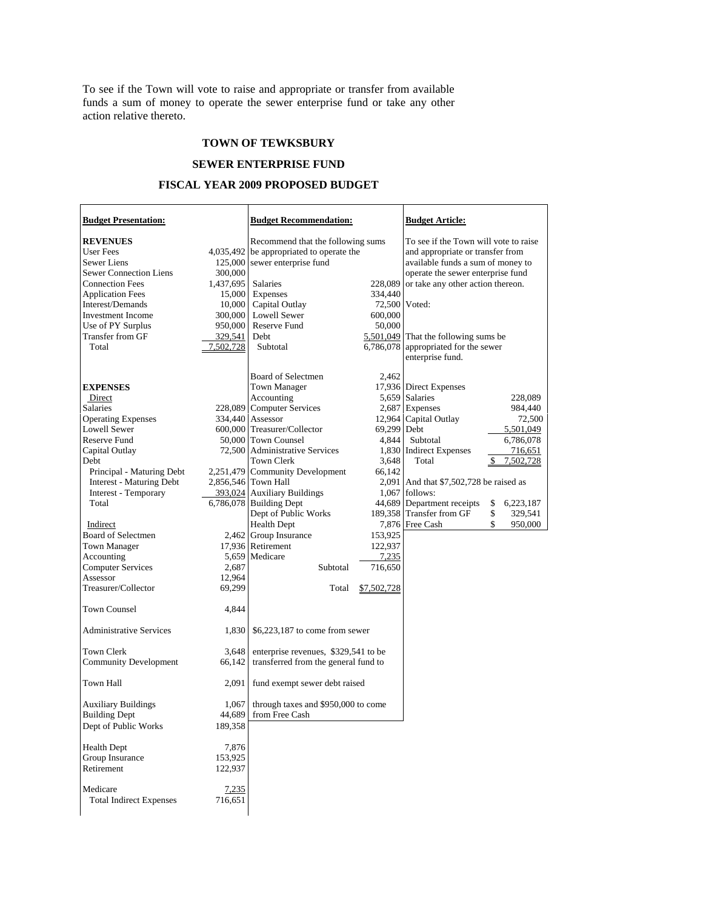To see if the Town will vote to raise and appropriate or transfer from available funds a sum of money to operate the sewer enterprise fund or take any other action relative thereto.

**TOWN OF TEWKSBURY**

**SEWER ENTERPRISE FUND**

**FISCAL YEAR 2009 PROPOSED BUDGET**

**Budget Presentation:**

| | |
|---|---|
| **REVENUES** | |
| User Fees | 4,035,492 |
| Sewer Liens | 125,000 |
| Sewer Connection Liens | 300,000 |
| Connection Fees | 1,437,695 |
| Application Fees | 15,000 |
| Interest/Demands | 10,000 |
| Investment Income | 300,000 |
| Use of PY Surplus | 950,000 |
| Transfer from GF | 329,541 |
| Total | 7,502,728 |
| | |
| **EXPENSES** | |
| Direct | |
| Salaries | 228,089 |
| Operating Expenses | 334,440 |
| Lowell Sewer | 600,000 |
| Reserve Fund | 50,000 |
| Capital Outlay | 72,500 |
| Debt | |
| Principal - Maturing Debt | 2,251,479 |
| Interest - Maturing Debt | 2,856,546 |
| Interest - Temporary | 393,024 |
| Total | 6,786,078 |
| | |
| Indirect | |
| Board of Selectmen | 2,462 |
| Town Manager | 17,936 |
| Accounting | 5,659 |
| Computer Services | 2,687 |
| Assessor | 12,964 |
| Treasurer/Collector | 69,299 |
| Town Counsel | 4,844 |
| Administrative Services | 1,830 |
| Town Clerk | 3,648 |
| Community Development | 66,142 |
| Town Hall | 2,091 |
| Auxiliary Buildings | 1,067 |
| Building Dept | 44,689 |
| Dept of Public Works | 189,358 |
| Health Dept | 7,876 |
| Group Insurance | 153,925 |
| Retirement | 122,937 |
| Medicare | 7,235 |
| Total Indirect Expenses | 716,651 |

**Budget Recommendation:**

Recommend that the following sums be appropriated to operate the sewer enterprise fund

| | |
|---|---|
| Salaries | 228,089 |
| Expenses | 334,440 |
| Capital Outlay | 72,500 |
| Lowell Sewer | 600,000 |
| Reserve Fund | 50,000 |
| Debt | 5,501,049 |
| Subtotal | 6,786,078 |
| | |
| Board of Selectmen | 2,462 |
| Town Manager | 17,936 |
| Accounting | 5,659 |
| Computer Services | 2,687 |
| Assessor | 12,964 |
| Treasurer/Collector | 69,299 |
| Town Counsel | 4,844 |
| Administrative Services | 1,830 |
| Community Development | 66,142 |
| Town Clerk | 3,648 |
| Town Hall | 2,091 |
| Auxiliary Buildings | 1,067 |
| Building Dept | 44,689 |
| Dept of Public Works | 189,358 |
| Health Dept | 7,876 |
| Group Insurance | 153,925 |
| Retirement | 122,937 |
| Medicare | 7,235 |
| Subtotal | 716,650 |
| Total | $7,502,728 |

$6,223,187 to come from sewer enterprise revenues, $329,541 to be transferred from the general fund to fund exempt sewer debt raised through taxes and $950,000 to come from Free Cash

**Budget Article:**

To see if the Town will vote to raise and appropriate or transfer from available funds a sum of money to operate the sewer enterprise fund or take any other action thereon.

Voted:

That the following sums be appropriated for the sewer enterprise fund.

| | |
|---|---|
| Direct Expenses | |
| Salaries | 228,089 |
| Expenses | 984,440 |
| Capital Outlay | 72,500 |
| Debt | 5,501,049 |
| Subtotal | 6,786,078 |
| Indirect Expenses | 716,651 |
| Total | $ 7,502,728 |

And that $7,502,728 be raised as follows:

| | |
|---|---|
| Department receipts | $ 6,223,187 |
| Transfer from GF | $ 329,541 |
| Free Cash | $ 950,000 |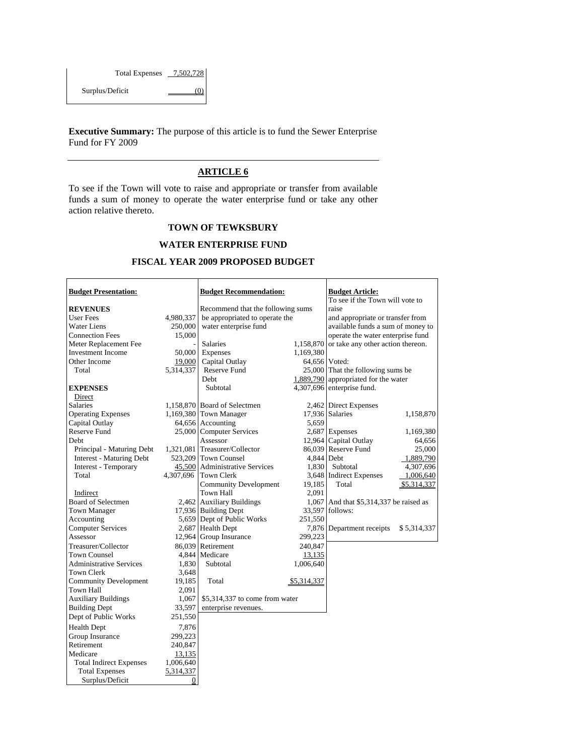| | |
|---|---|
| Total Expenses | 7,502,728 |
| Surplus/Deficit | (0) |

**Executive Summary:** The purpose of this article is to fund the Sewer Enterprise Fund for FY 2009

---

## ARTICLE 6

To see if the Town will vote to raise and appropriate or transfer from available funds a sum of money to operate the water enterprise fund or take any other action relative thereto.

### TOWN OF TEWKSBURY

### WATER ENTERPRISE FUND

### FISCAL YEAR 2009 PROPOSED BUDGET

**Budget Presentation:**

| | |
|---|---|
| **REVENUES** | |
| User Fees | 4,980,337 |
| Water Liens | 250,000 |
| Connection Fees | 15,000 |
| Meter Replacement Fee | - |
| Investment Income | 50,000 |
| Other Income | 19,000 |
| Total | 5,314,337 |
| **EXPENSES** | |
| Direct | |
| Salaries | 1,158,870 |
| Operating Expenses | 1,169,380 |
| Capital Outlay | 64,656 |
| Reserve Fund | 25,000 |
| Debt | |
| Principal - Maturing Debt | 1,321,081 |
| Interest - Maturing Debt | 523,209 |
| Interest - Temporary | 45,500 |
| Total | 4,307,696 |
| Indirect | |
| Board of Selectmen | 2,462 |
| Town Manager | 17,936 |
| Accounting | 5,659 |
| Computer Services | 2,687 |
| Assessor | 12,964 |
| Treasurer/Collector | 86,039 |
| Town Counsel | 4,844 |
| Administrative Services | 1,830 |
| Town Clerk | 3,648 |
| Community Development | 19,185 |
| Town Hall | 2,091 |
| Auxiliary Buildings | 1,067 |
| Building Dept | 33,597 |
| Dept of Public Works | 251,550 |
| Health Dept | 7,876 |
| Group Insurance | 299,223 |
| Retirement | 240,847 |
| Medicare | 13,135 |
| Total Indirect Expenses | 1,006,640 |
| Total Expenses | 5,314,337 |
| Surplus/Deficit | 0 |

**Budget Recommendation:**

Recommend that the following sums be appropriated to operate the water enterprise fund

| | |
|---|---|
| Salaries | 1,158,870 |
| Expenses | 1,169,380 |
| Capital Outlay | 64,656 |
| Reserve Fund | 25,000 |
| Debt | 1,889,790 |
| Subtotal | 4,307,696 |
| Board of Selectmen | 2,462 |
| Town Manager | 17,936 |
| Accounting | 5,659 |
| Computer Services | 2,687 |
| Assessor | 12,964 |
| Treasurer/Collector | 86,039 |
| Town Counsel | 4,844 |
| Administrative Services | 1,830 |
| Town Clerk | 3,648 |
| Community Development | 19,185 |
| Town Hall | 2,091 |
| Auxiliary Buildings | 1,067 |
| Building Dept | 33,597 |
| Dept of Public Works | 251,550 |
| Health Dept | 7,876 |
| Group Insurance | 299,223 |
| Retirement | 240,847 |
| Medicare | 13,135 |
| Subtotal | 1,006,640 |
| Total | $5,314,337 |

$5,314,337 to come from water enterprise revenues.

**Budget Article:**

To see if the Town will vote to raise and appropriate or transfer from available funds a sum of money to operate the water enterprise fund or take any other action thereon.

Voted:
That the following sums be appropriated for the water enterprise fund.

| | |
|---|---|
| Direct Expenses | |
| Salaries | 1,158,870 |
| Expenses | 1,169,380 |
| Capital Outlay | 64,656 |
| Reserve Fund | 25,000 |
| Debt | 1,889,790 |
| Subtotal | 4,307,696 |
| Indirect Expenses | 1,006,640 |
| Total | $5,314,337 |

And that $5,314,337 be raised as follows:

| | |
|---|---|
| Department receipts | $ 5,314,337 |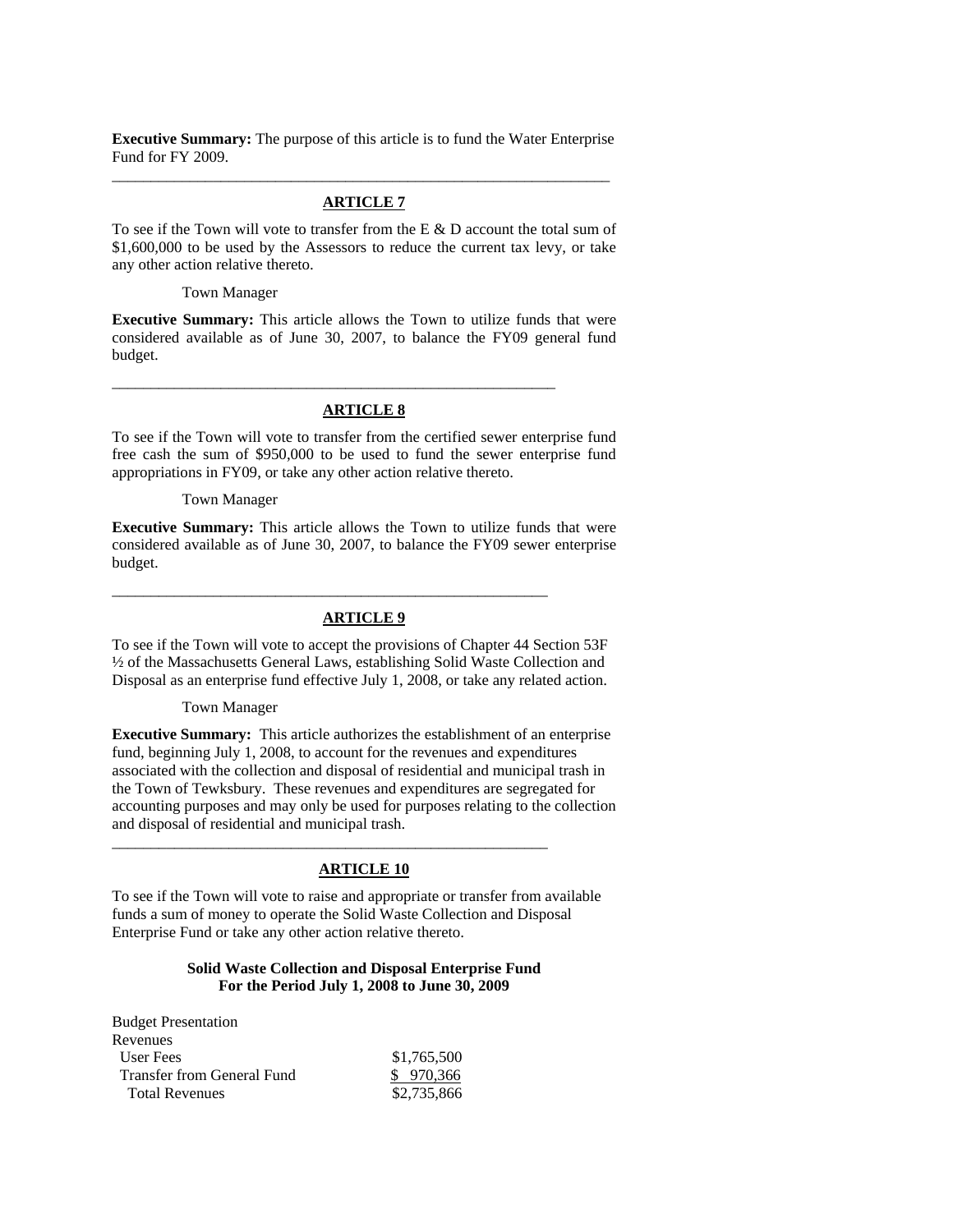**Executive Summary:** The purpose of this article is to fund the Water Enterprise Fund for FY 2009.

---

## ARTICLE 7

To see if the Town will vote to transfer from the E & D account the total sum of $1,600,000 to be used by the Assessors to reduce the current tax levy, or take any other action relative thereto.

Town Manager

**Executive Summary:** This article allows the Town to utilize funds that were considered available as of June 30, 2007, to balance the FY09 general fund budget.

---

## ARTICLE 8

To see if the Town will vote to transfer from the certified sewer enterprise fund free cash the sum of $950,000 to be used to fund the sewer enterprise fund appropriations in FY09, or take any other action relative thereto.

Town Manager

**Executive Summary:** This article allows the Town to utilize funds that were considered available as of June 30, 2007, to balance the FY09 sewer enterprise budget.

---

## ARTICLE 9

To see if the Town will vote to accept the provisions of Chapter 44 Section 53F ½ of the Massachusetts General Laws, establishing Solid Waste Collection and Disposal as an enterprise fund effective July 1, 2008, or take any related action.

Town Manager

**Executive Summary:** This article authorizes the establishment of an enterprise fund, beginning July 1, 2008, to account for the revenues and expenditures associated with the collection and disposal of residential and municipal trash in the Town of Tewksbury. These revenues and expenditures are segregated for accounting purposes and may only be used for purposes relating to the collection and disposal of residential and municipal trash.

---

## ARTICLE 10

To see if the Town will vote to raise and appropriate or transfer from available funds a sum of money to operate the Solid Waste Collection and Disposal Enterprise Fund or take any other action relative thereto.

**Solid Waste Collection and Disposal Enterprise Fund**
**For the Period July 1, 2008 to June 30, 2009**

| Budget Presentation | |
|---|---|
| Revenues | |
| User Fees | $1,765,500 |
| Transfer from General Fund | $ 970,366 |
| Total Revenues | $2,735,866 |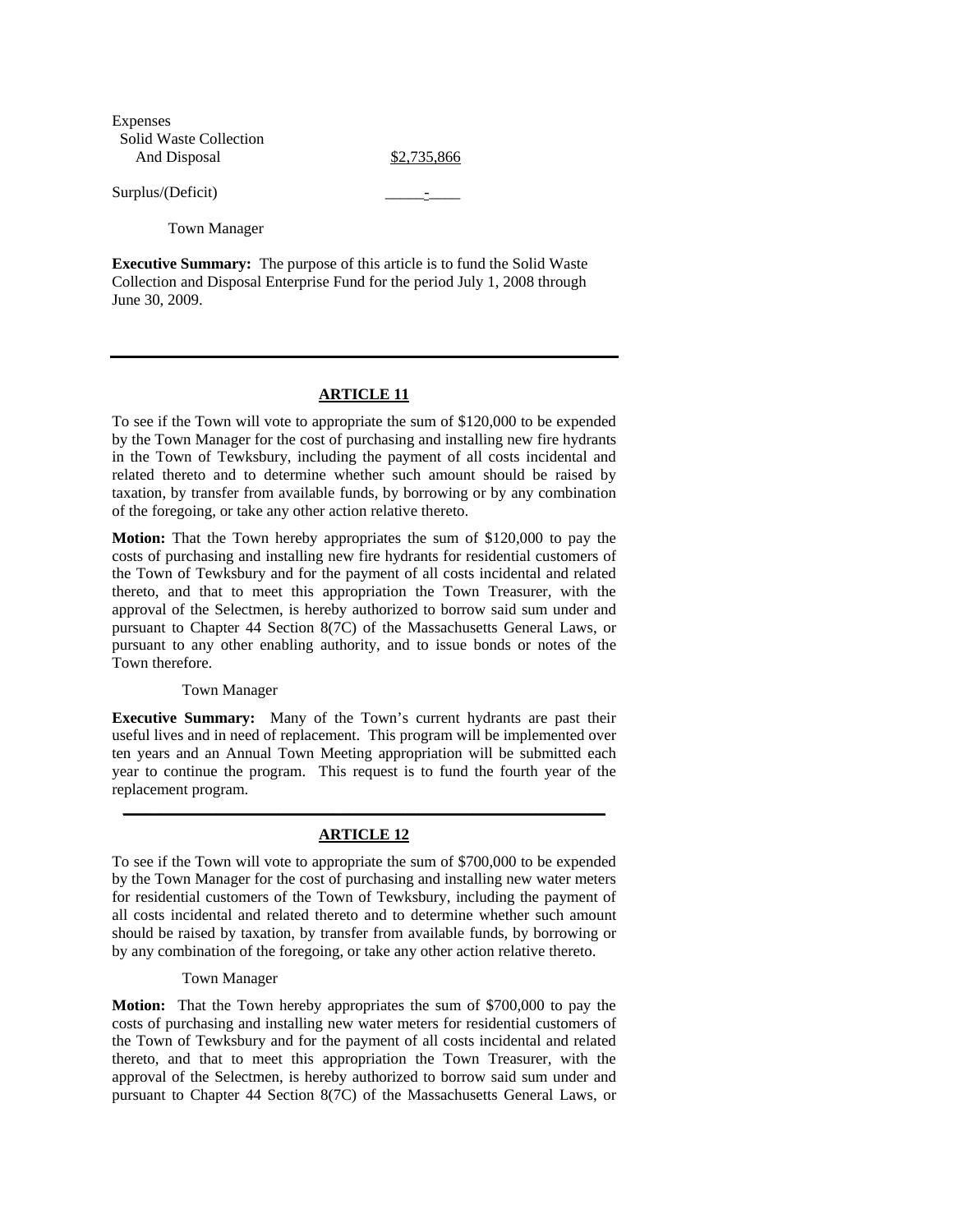| | |
|---|---|
| Expenses | |
| Solid Waste Collection And Disposal | $2,735,866 |
| Surplus/(Deficit) | - |

Town Manager

**Executive Summary:** The purpose of this article is to fund the Solid Waste Collection and Disposal Enterprise Fund for the period July 1, 2008 through June 30, 2009.

---

## ARTICLE 11

To see if the Town will vote to appropriate the sum of $120,000 to be expended by the Town Manager for the cost of purchasing and installing new fire hydrants in the Town of Tewksbury, including the payment of all costs incidental and related thereto and to determine whether such amount should be raised by taxation, by transfer from available funds, by borrowing or by any combination of the foregoing, or take any other action relative thereto.

**Motion:** That the Town hereby appropriates the sum of $120,000 to pay the costs of purchasing and installing new fire hydrants for residential customers of the Town of Tewksbury and for the payment of all costs incidental and related thereto, and that to meet this appropriation the Town Treasurer, with the approval of the Selectmen, is hereby authorized to borrow said sum under and pursuant to Chapter 44 Section 8(7C) of the Massachusetts General Laws, or pursuant to any other enabling authority, and to issue bonds or notes of the Town therefore.

Town Manager

**Executive Summary:** Many of the Town's current hydrants are past their useful lives and in need of replacement. This program will be implemented over ten years and an Annual Town Meeting appropriation will be submitted each year to continue the program. This request is to fund the fourth year of the replacement program.

---

## ARTICLE 12

To see if the Town will vote to appropriate the sum of $700,000 to be expended by the Town Manager for the cost of purchasing and installing new water meters for residential customers of the Town of Tewksbury, including the payment of all costs incidental and related thereto and to determine whether such amount should be raised by taxation, by transfer from available funds, by borrowing or by any combination of the foregoing, or take any other action relative thereto.

Town Manager

**Motion:** That the Town hereby appropriates the sum of $700,000 to pay the costs of purchasing and installing new water meters for residential customers of the Town of Tewksbury and for the payment of all costs incidental and related thereto, and that to meet this appropriation the Town Treasurer, with the approval of the Selectmen, is hereby authorized to borrow said sum under and pursuant to Chapter 44 Section 8(7C) of the Massachusetts General Laws, or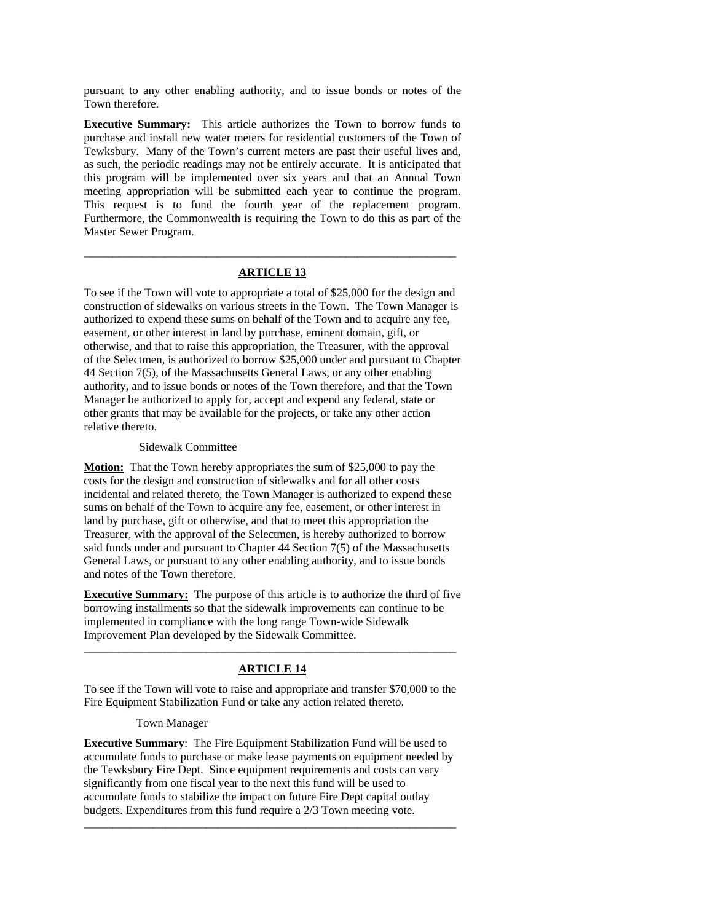pursuant to any other enabling authority, and to issue bonds or notes of the Town therefore.

**Executive Summary:** This article authorizes the Town to borrow funds to purchase and install new water meters for residential customers of the Town of Tewksbury. Many of the Town's current meters are past their useful lives and, as such, the periodic readings may not be entirely accurate. It is anticipated that this program will be implemented over six years and that an Annual Town meeting appropriation will be submitted each year to continue the program. This request is to fund the fourth year of the replacement program. Furthermore, the Commonwealth is requiring the Town to do this as part of the Master Sewer Program.

---

## ARTICLE 13

To see if the Town will vote to appropriate a total of $25,000 for the design and construction of sidewalks on various streets in the Town. The Town Manager is authorized to expend these sums on behalf of the Town and to acquire any fee, easement, or other interest in land by purchase, eminent domain, gift, or otherwise, and that to raise this appropriation, the Treasurer, with the approval of the Selectmen, is authorized to borrow $25,000 under and pursuant to Chapter 44 Section 7(5), of the Massachusetts General Laws, or any other enabling authority, and to issue bonds or notes of the Town therefore, and that the Town Manager be authorized to apply for, accept and expend any federal, state or other grants that may be available for the projects, or take any other action relative thereto.

Sidewalk Committee

**Motion:** That the Town hereby appropriates the sum of $25,000 to pay the costs for the design and construction of sidewalks and for all other costs incidental and related thereto, the Town Manager is authorized to expend these sums on behalf of the Town to acquire any fee, easement, or other interest in land by purchase, gift or otherwise, and that to meet this appropriation the Treasurer, with the approval of the Selectmen, is hereby authorized to borrow said funds under and pursuant to Chapter 44 Section 7(5) of the Massachusetts General Laws, or pursuant to any other enabling authority, and to issue bonds and notes of the Town therefore.

**Executive Summary:** The purpose of this article is to authorize the third of five borrowing installments so that the sidewalk improvements can continue to be implemented in compliance with the long range Town-wide Sidewalk Improvement Plan developed by the Sidewalk Committee.

---

## ARTICLE 14

To see if the Town will vote to raise and appropriate and transfer $70,000 to the Fire Equipment Stabilization Fund or take any action related thereto.

Town Manager

**Executive Summary**: The Fire Equipment Stabilization Fund will be used to accumulate funds to purchase or make lease payments on equipment needed by the Tewksbury Fire Dept. Since equipment requirements and costs can vary significantly from one fiscal year to the next this fund will be used to accumulate funds to stabilize the impact on future Fire Dept capital outlay budgets. Expenditures from this fund require a 2/3 Town meeting vote.

---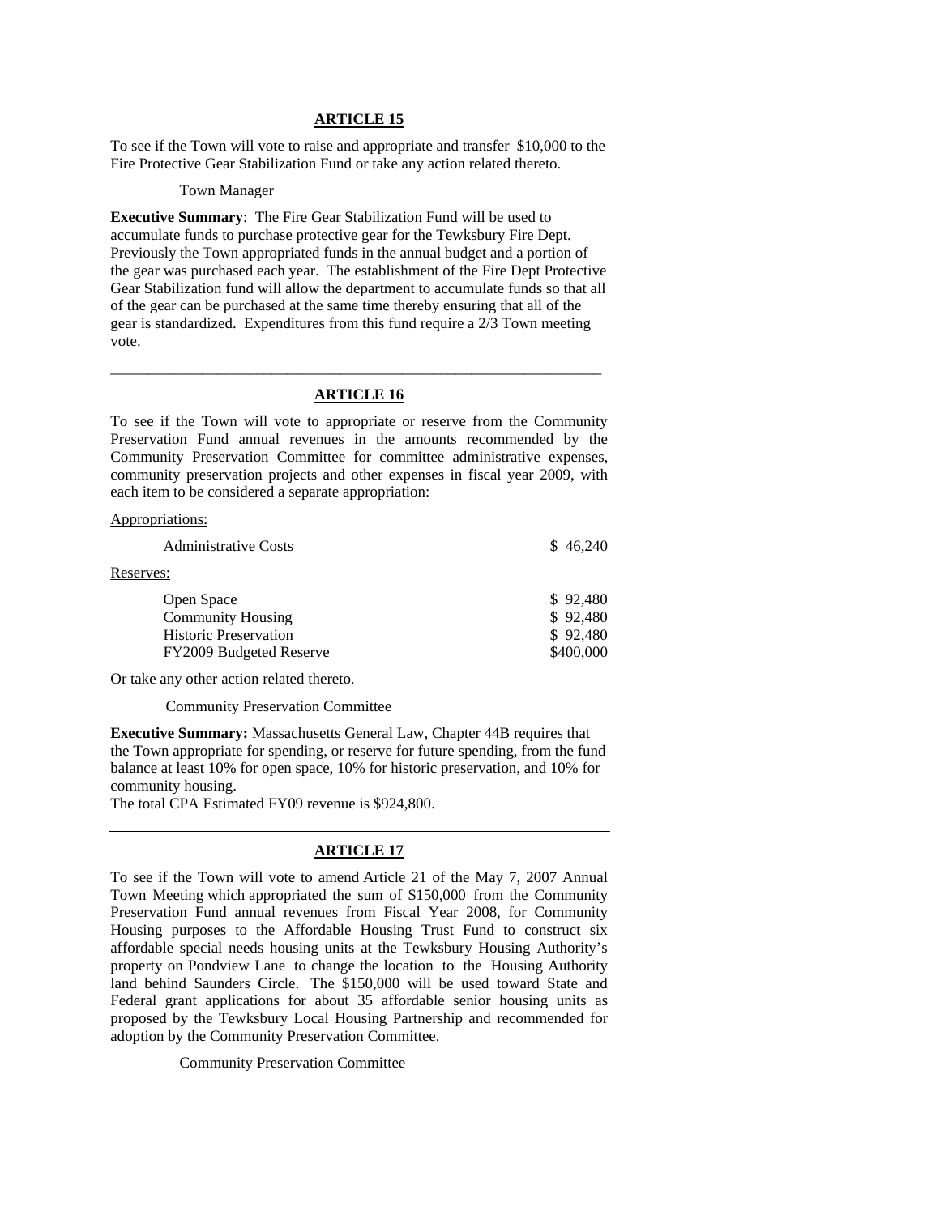## ARTICLE 15

To see if the Town will vote to raise and appropriate and transfer $10,000 to the Fire Protective Gear Stabilization Fund or take any action related thereto.

Town Manager

**Executive Summary**: The Fire Gear Stabilization Fund will be used to accumulate funds to purchase protective gear for the Tewksbury Fire Dept. Previously the Town appropriated funds in the annual budget and a portion of the gear was purchased each year. The establishment of the Fire Dept Protective Gear Stabilization fund will allow the department to accumulate funds so that all of the gear can be purchased at the same time thereby ensuring that all of the gear is standardized. Expenditures from this fund require a 2/3 Town meeting vote.

---

## ARTICLE 16

To see if the Town will vote to appropriate or reserve from the Community Preservation Fund annual revenues in the amounts recommended by the Community Preservation Committee for committee administrative expenses, community preservation projects and other expenses in fiscal year 2009, with each item to be considered a separate appropriation:

Appropriations:

| | |
|---|---|
| Administrative Costs | $ 46,240 |

Reserves:

| | |
|---|---|
| Open Space | $ 92,480 |
| Community Housing | $ 92,480 |
| Historic Preservation | $ 92,480 |
| FY2009 Budgeted Reserve | $400,000 |

Or take any other action related thereto.

Community Preservation Committee

**Executive Summary:** Massachusetts General Law, Chapter 44B requires that the Town appropriate for spending, or reserve for future spending, from the fund balance at least 10% for open space, 10% for historic preservation, and 10% for community housing.
The total CPA Estimated FY09 revenue is $924,800.

---

## ARTICLE 17

To see if the Town will vote to amend Article 21 of the May 7, 2007 Annual Town Meeting which appropriated the sum of $150,000 from the Community Preservation Fund annual revenues from Fiscal Year 2008, for Community Housing purposes to the Affordable Housing Trust Fund to construct six affordable special needs housing units at the Tewksbury Housing Authority's property on Pondview Lane to change the location to the Housing Authority land behind Saunders Circle. The $150,000 will be used toward State and Federal grant applications for about 35 affordable senior housing units as proposed by the Tewksbury Local Housing Partnership and recommended for adoption by the Community Preservation Committee.

Community Preservation Committee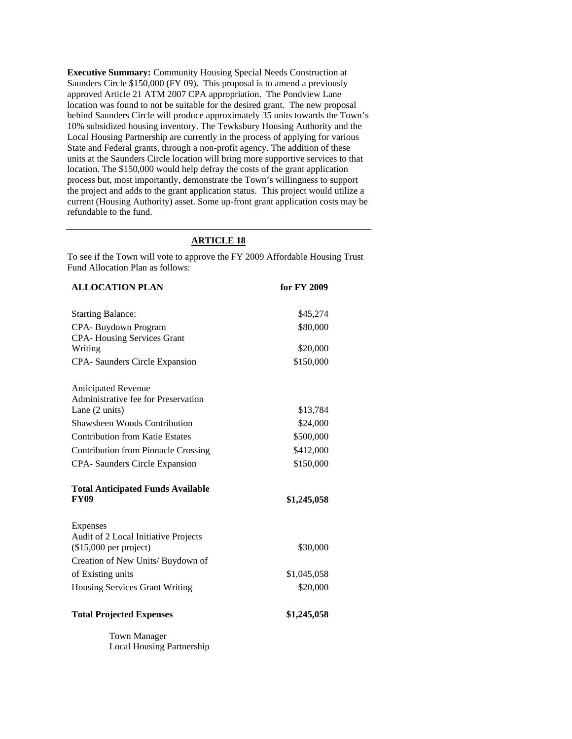**Executive Summary:** Community Housing Special Needs Construction at Saunders Circle $150,000 (FY 09)**.** This proposal is to amend a previously approved Article 21 ATM 2007 CPA appropriation. The Pondview Lane location was found to not be suitable for the desired grant. The new proposal behind Saunders Circle will produce approximately 35 units towards the Town's 10% subsidized housing inventory. The Tewksbury Housing Authority and the Local Housing Partnership are currently in the process of applying for various State and Federal grants, through a non-profit agency. The addition of these units at the Saunders Circle location will bring more supportive services to that location. The $150,000 would help defray the costs of the grant application process but, most importantly, demonstrate the Town's willingness to support the project and adds to the grant application status. This project would utilize a current (Housing Authority) asset. Some up-front grant application costs may be refundable to the fund.

---

## ARTICLE 18

To see if the Town will vote to approve the FY 2009 Affordable Housing Trust Fund Allocation Plan as follows:

| **ALLOCATION PLAN** | **for FY 2009** |
|---|---|
| Starting Balance: | $45,274 |
| CPA- Buydown Program | $80,000 |
| CPA- Housing Services Grant Writing | $20,000 |
| CPA- Saunders Circle Expansion | $150,000 |
| | |
| Anticipated Revenue | |
| Administrative fee for Preservation Lane (2 units) | $13,784 |
| Shawsheen Woods Contribution | $24,000 |
| Contribution from Katie Estates | $500,000 |
| Contribution from Pinnacle Crossing | $412,000 |
| CPA- Saunders Circle Expansion | $150,000 |
| | |
| **Total Anticipated Funds Available FY09** | **$1,245,058** |
| | |
| Expenses | |
| Audit of 2 Local Initiative Projects ($15,000 per project) | $30,000 |
| Creation of New Units/ Buydown of of Existing units | $1,045,058 |
| Housing Services Grant Writing | $20,000 |
| | |
| **Total Projected Expenses** | **$1,245,058** |

Town Manager
Local Housing Partnership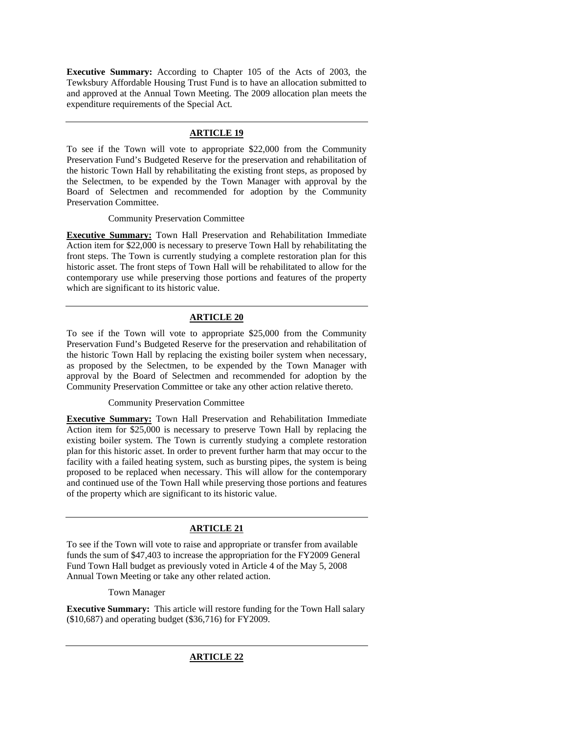**Executive Summary:** According to Chapter 105 of the Acts of 2003, the Tewksbury Affordable Housing Trust Fund is to have an allocation submitted to and approved at the Annual Town Meeting. The 2009 allocation plan meets the expenditure requirements of the Special Act.

---

## ARTICLE 19

To see if the Town will vote to appropriate $22,000 from the Community Preservation Fund's Budgeted Reserve for the preservation and rehabilitation of the historic Town Hall by rehabilitating the existing front steps, as proposed by the Selectmen, to be expended by the Town Manager with approval by the Board of Selectmen and recommended for adoption by the Community Preservation Committee.

Community Preservation Committee

**Executive Summary:** Town Hall Preservation and Rehabilitation Immediate Action item for $22,000 is necessary to preserve Town Hall by rehabilitating the front steps. The Town is currently studying a complete restoration plan for this historic asset. The front steps of Town Hall will be rehabilitated to allow for the contemporary use while preserving those portions and features of the property which are significant to its historic value.

---

## ARTICLE 20

To see if the Town will vote to appropriate $25,000 from the Community Preservation Fund's Budgeted Reserve for the preservation and rehabilitation of the historic Town Hall by replacing the existing boiler system when necessary, as proposed by the Selectmen, to be expended by the Town Manager with approval by the Board of Selectmen and recommended for adoption by the Community Preservation Committee or take any other action relative thereto.

Community Preservation Committee

**Executive Summary:** Town Hall Preservation and Rehabilitation Immediate Action item for $25,000 is necessary to preserve Town Hall by replacing the existing boiler system. The Town is currently studying a complete restoration plan for this historic asset. In order to prevent further harm that may occur to the facility with a failed heating system, such as bursting pipes, the system is being proposed to be replaced when necessary. This will allow for the contemporary and continued use of the Town Hall while preserving those portions and features of the property which are significant to its historic value.

---

## ARTICLE 21

To see if the Town will vote to raise and appropriate or transfer from available funds the sum of $47,403 to increase the appropriation for the FY2009 General Fund Town Hall budget as previously voted in Article 4 of the May 5, 2008 Annual Town Meeting or take any other related action.

Town Manager

**Executive Summary:** This article will restore funding for the Town Hall salary ($10,687) and operating budget ($36,716) for FY2009.

---

## ARTICLE 22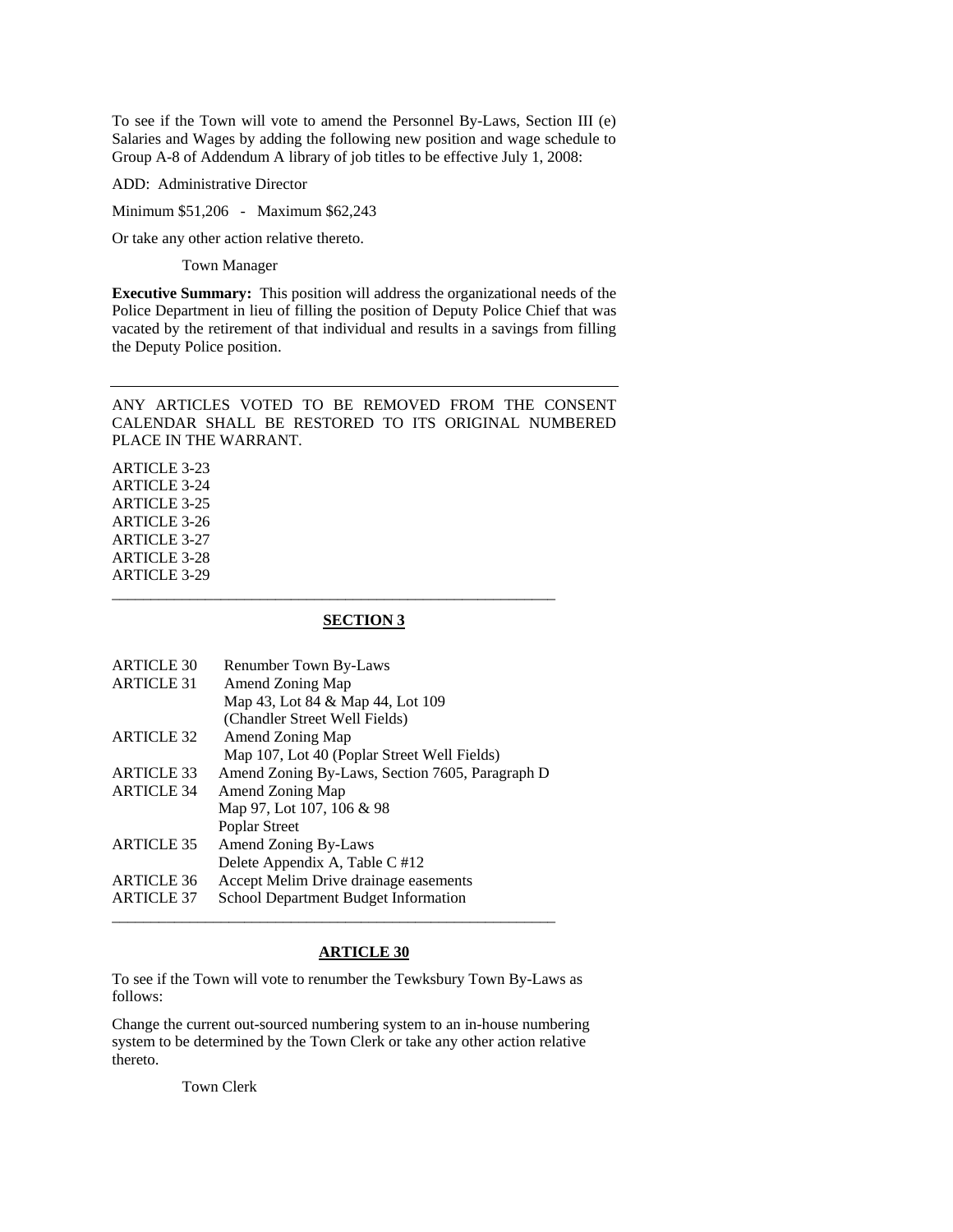To see if the Town will vote to amend the Personnel By-Laws, Section III (e) Salaries and Wages by adding the following new position and wage schedule to Group A-8 of Addendum A library of job titles to be effective July 1, 2008:

ADD: Administrative Director

Minimum $51,206 - Maximum $62,243

Or take any other action relative thereto.

Town Manager

**Executive Summary:** This position will address the organizational needs of the Police Department in lieu of filling the position of Deputy Police Chief that was vacated by the retirement of that individual and results in a savings from filling the Deputy Police position.

---

ANY ARTICLES VOTED TO BE REMOVED FROM THE CONSENT CALENDAR SHALL BE RESTORED TO ITS ORIGINAL NUMBERED PLACE IN THE WARRANT.

ARTICLE 3-23
ARTICLE 3-24
ARTICLE 3-25
ARTICLE 3-26
ARTICLE 3-27
ARTICLE 3-28
ARTICLE 3-29

---

## SECTION 3

| | |
|---|---|
| ARTICLE 30 | Renumber Town By-Laws |
| ARTICLE 31 | Amend Zoning Map<br>Map 43, Lot 84 & Map 44, Lot 109<br>(Chandler Street Well Fields) |
| ARTICLE 32 | Amend Zoning Map<br>Map 107, Lot 40 (Poplar Street Well Fields) |
| ARTICLE 33 | Amend Zoning By-Laws, Section 7605, Paragraph D |
| ARTICLE 34 | Amend Zoning Map<br>Map 97, Lot 107, 106 & 98<br>Poplar Street |
| ARTICLE 35 | Amend Zoning By-Laws<br>Delete Appendix A, Table C #12 |
| ARTICLE 36 | Accept Melim Drive drainage easements |
| ARTICLE 37 | School Department Budget Information |

---

## ARTICLE 30

To see if the Town will vote to renumber the Tewksbury Town By-Laws as follows:

Change the current out-sourced numbering system to an in-house numbering system to be determined by the Town Clerk or take any other action relative thereto.

Town Clerk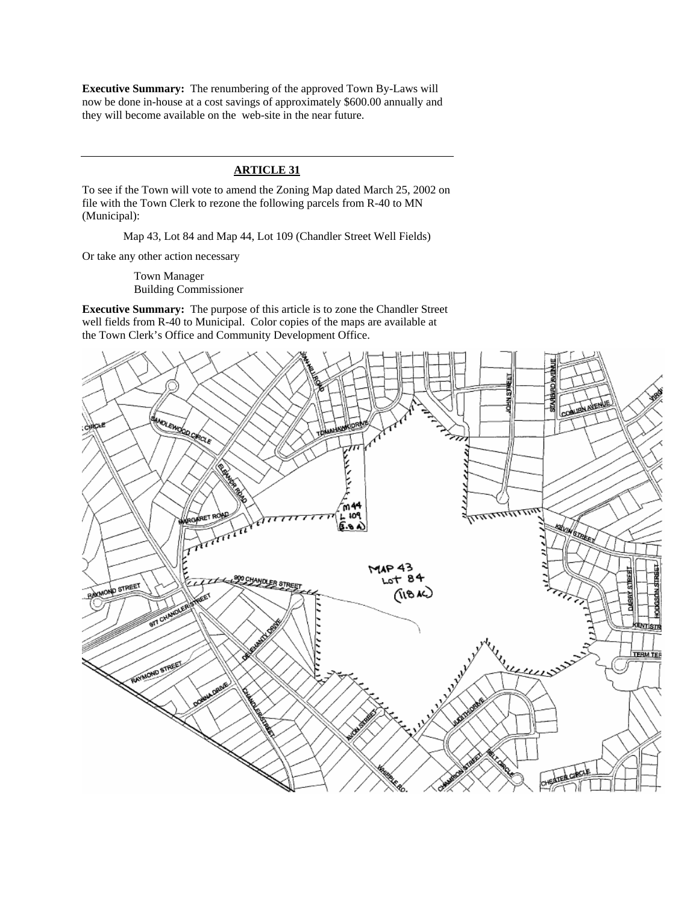**Executive Summary:** The renumbering of the approved Town By-Laws will now be done in-house at a cost savings of approximately $600.00 annually and they will become available on the web-site in the near future.

---

## ARTICLE 31

To see if the Town will vote to amend the Zoning Map dated March 25, 2002 on file with the Town Clerk to rezone the following parcels from R-40 to MN (Municipal):

Map 43, Lot 84 and Map 44, Lot 109 (Chandler Street Well Fields)

Or take any other action necessary

Town Manager
Building Commissioner

**Executive Summary:** The purpose of this article is to zone the Chandler Street well fields from R-40 to Municipal. Color copies of the maps are available at the Town Clerk's Office and Community Development Office.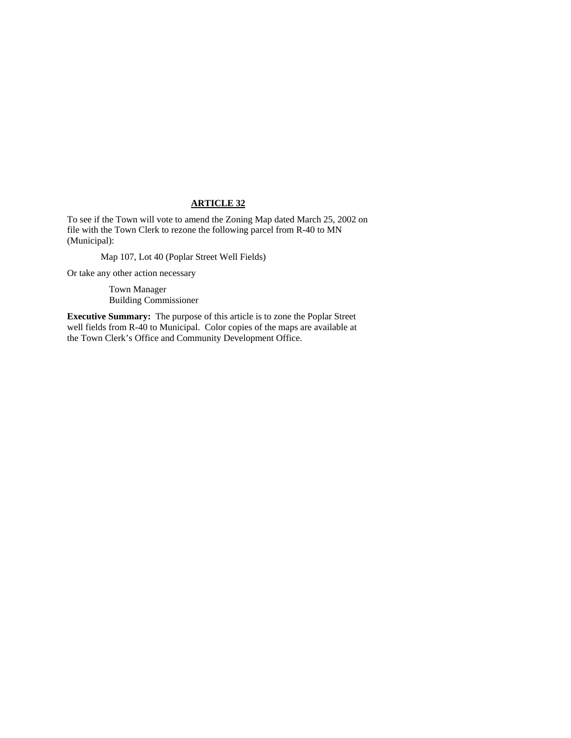## ARTICLE 32

To see if the Town will vote to amend the Zoning Map dated March 25, 2002 on file with the Town Clerk to rezone the following parcel from R-40 to MN (Municipal):

Map 107, Lot 40 (Poplar Street Well Fields)

Or take any other action necessary

Town Manager
Building Commissioner

**Executive Summary:** The purpose of this article is to zone the Poplar Street well fields from R-40 to Municipal. Color copies of the maps are available at the Town Clerk's Office and Community Development Office.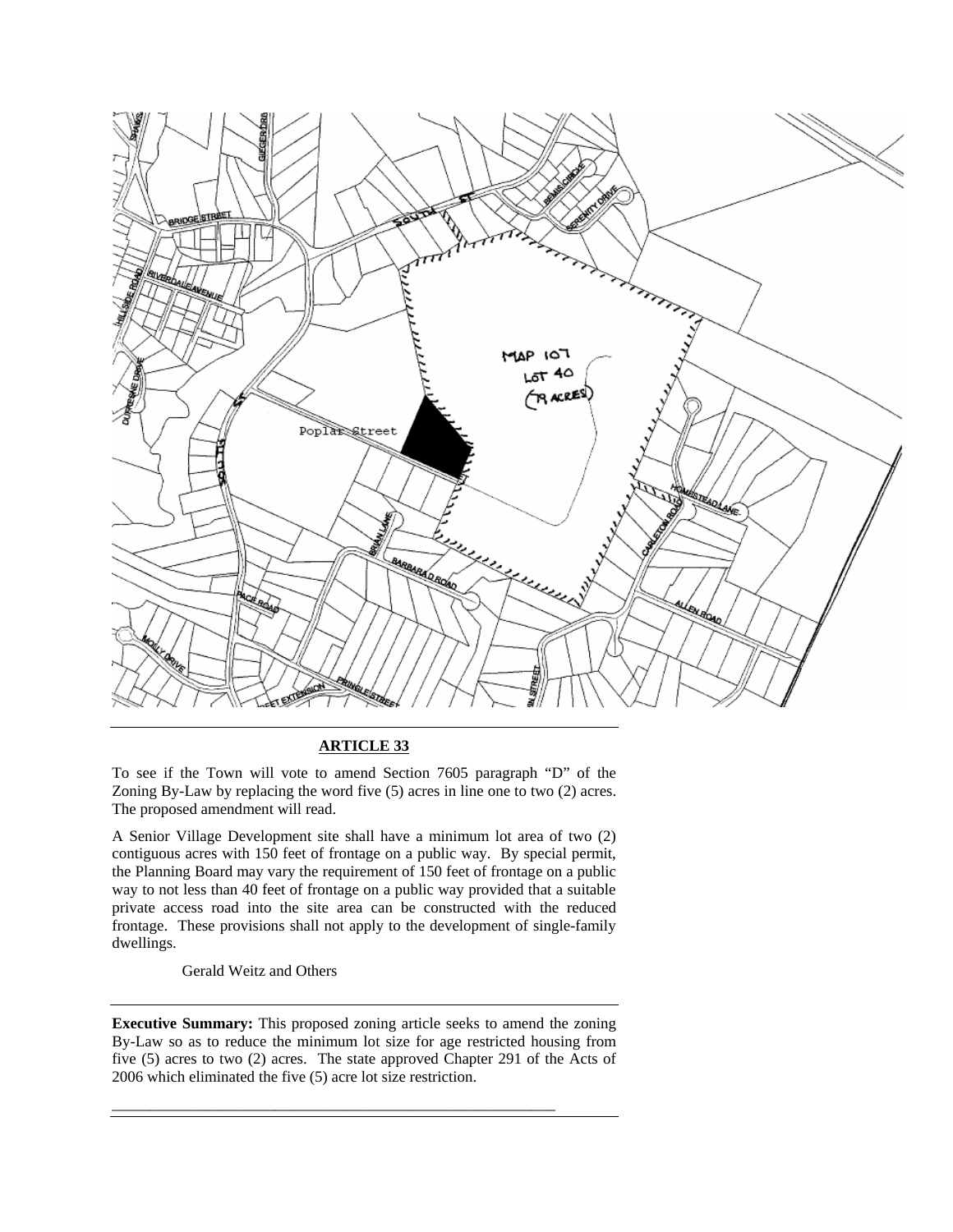## ARTICLE 33

To see if the Town will vote to amend Section 7605 paragraph "D" of the Zoning By-Law by replacing the word five (5) acres in line one to two (2) acres. The proposed amendment will read.

A Senior Village Development site shall have a minimum lot area of two (2) contiguous acres with 150 feet of frontage on a public way. By special permit, the Planning Board may vary the requirement of 150 feet of frontage on a public way to not less than 40 feet of frontage on a public way provided that a suitable private access road into the site area can be constructed with the reduced frontage. These provisions shall not apply to the development of single-family dwellings.

Gerald Weitz and Others

---

**Executive Summary:** This proposed zoning article seeks to amend the zoning By-Law so as to reduce the minimum lot size for age restricted housing from five (5) acres to two (2) acres. The state approved Chapter 291 of the Acts of 2006 which eliminated the five (5) acre lot size restriction.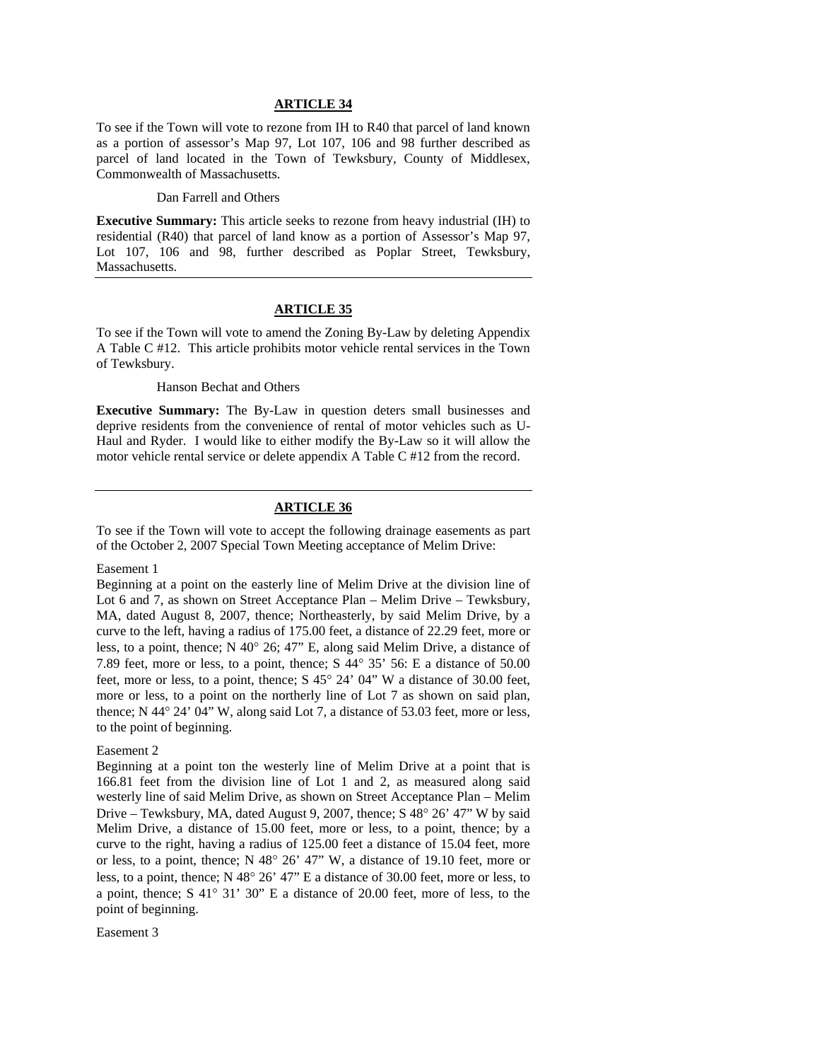## ARTICLE 34

To see if the Town will vote to rezone from IH to R40 that parcel of land known as a portion of assessor's Map 97, Lot 107, 106 and 98 further described as parcel of land located in the Town of Tewksbury, County of Middlesex, Commonwealth of Massachusetts.

Dan Farrell and Others

**Executive Summary:** This article seeks to rezone from heavy industrial (IH) to residential (R40) that parcel of land know as a portion of Assessor's Map 97, Lot 107, 106 and 98, further described as Poplar Street, Tewksbury, Massachusetts.

---

## ARTICLE 35

To see if the Town will vote to amend the Zoning By-Law by deleting Appendix A Table C #12. This article prohibits motor vehicle rental services in the Town of Tewksbury.

Hanson Bechat and Others

**Executive Summary:** The By-Law in question deters small businesses and deprive residents from the convenience of rental of motor vehicles such as U-Haul and Ryder. I would like to either modify the By-Law so it will allow the motor vehicle rental service or delete appendix A Table C #12 from the record.

---

## ARTICLE 36

To see if the Town will vote to accept the following drainage easements as part of the October 2, 2007 Special Town Meeting acceptance of Melim Drive:

Easement 1

Beginning at a point on the easterly line of Melim Drive at the division line of Lot 6 and 7, as shown on Street Acceptance Plan – Melim Drive – Tewksbury, MA, dated August 8, 2007, thence; Northeasterly, by said Melim Drive, by a curve to the left, having a radius of 175.00 feet, a distance of 22.29 feet, more or less, to a point, thence; N 40° 26; 47" E, along said Melim Drive, a distance of 7.89 feet, more or less, to a point, thence; S 44° 35' 56: E a distance of 50.00 feet, more or less, to a point, thence; S 45° 24' 04" W a distance of 30.00 feet, more or less, to a point on the northerly line of Lot 7 as shown on said plan, thence; N 44° 24' 04" W, along said Lot 7, a distance of 53.03 feet, more or less, to the point of beginning.

Easement 2

Beginning at a point ton the westerly line of Melim Drive at a point that is 166.81 feet from the division line of Lot 1 and 2, as measured along said westerly line of said Melim Drive, as shown on Street Acceptance Plan – Melim Drive – Tewksbury, MA, dated August 9, 2007, thence; S 48° 26' 47" W by said Melim Drive, a distance of 15.00 feet, more or less, to a point, thence; by a curve to the right, having a radius of 125.00 feet a distance of 15.04 feet, more or less, to a point, thence; N 48° 26' 47" W, a distance of 19.10 feet, more or less, to a point, thence; N 48° 26' 47" E a distance of 30.00 feet, more or less, to a point, thence; S 41° 31' 30" E a distance of 20.00 feet, more of less, to the point of beginning.

Easement 3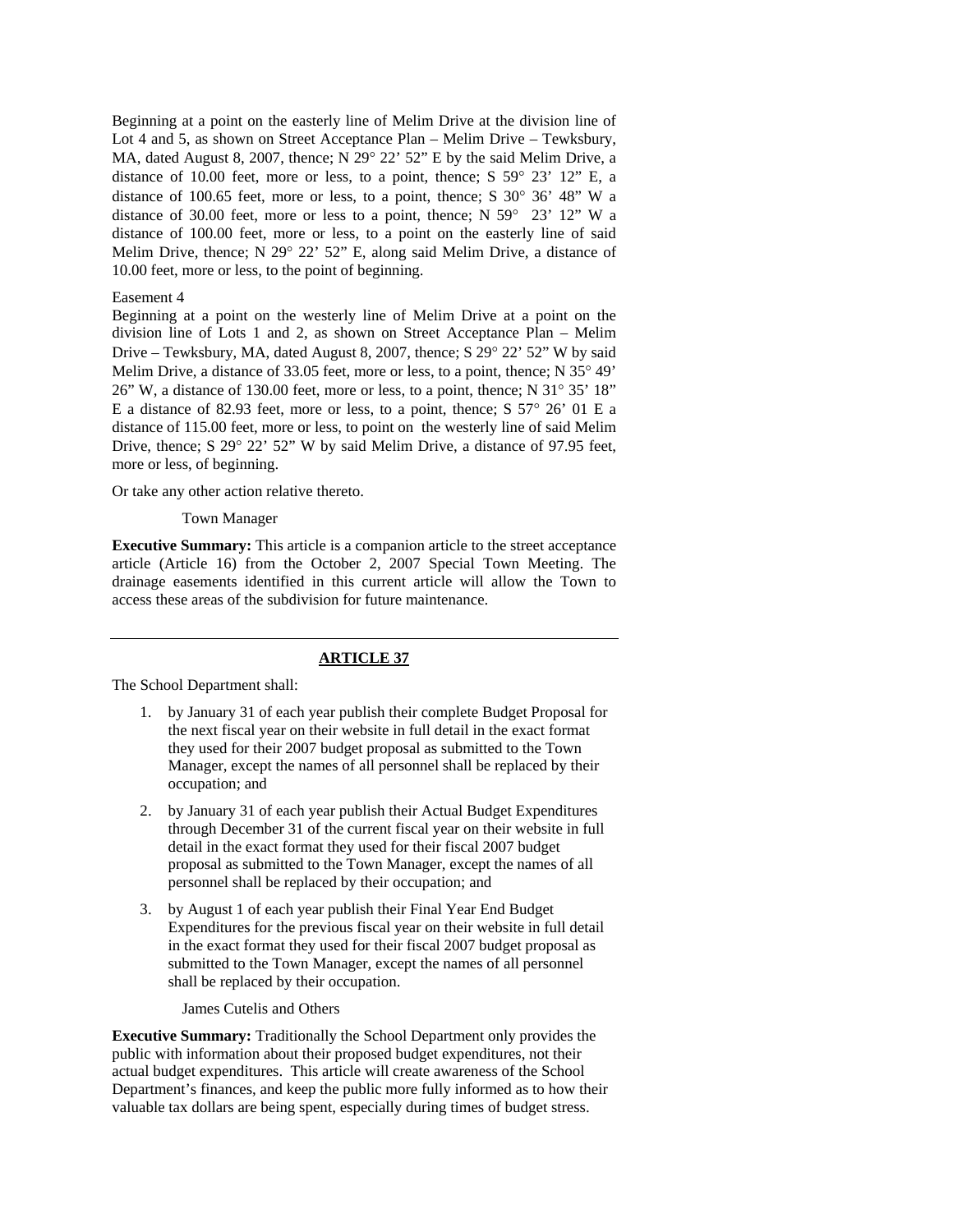Beginning at a point on the easterly line of Melim Drive at the division line of Lot 4 and 5, as shown on Street Acceptance Plan – Melim Drive – Tewksbury, MA, dated August 8, 2007, thence; N 29° 22' 52" E by the said Melim Drive, a distance of 10.00 feet, more or less, to a point, thence; S 59° 23' 12" E, a distance of 100.65 feet, more or less, to a point, thence; S 30° 36' 48" W a distance of 30.00 feet, more or less to a point, thence; N 59° 23' 12" W a distance of 100.00 feet, more or less, to a point on the easterly line of said Melim Drive, thence; N 29° 22' 52" E, along said Melim Drive, a distance of 10.00 feet, more or less, to the point of beginning.

Easement 4
Beginning at a point on the westerly line of Melim Drive at a point on the division line of Lots 1 and 2, as shown on Street Acceptance Plan – Melim Drive – Tewksbury, MA, dated August 8, 2007, thence; S 29° 22' 52" W by said Melim Drive, a distance of 33.05 feet, more or less, to a point, thence; N 35° 49' 26" W, a distance of 130.00 feet, more or less, to a point, thence; N 31° 35' 18" E a distance of 82.93 feet, more or less, to a point, thence; S 57° 26' 01 E a distance of 115.00 feet, more or less, to point on the westerly line of said Melim Drive, thence; S 29° 22' 52" W by said Melim Drive, a distance of 97.95 feet, more or less, of beginning.

Or take any other action relative thereto.

Town Manager

**Executive Summary:** This article is a companion article to the street acceptance article (Article 16) from the October 2, 2007 Special Town Meeting. The drainage easements identified in this current article will allow the Town to access these areas of the subdivision for future maintenance.

---

## ARTICLE 37

The School Department shall:

1. by January 31 of each year publish their complete Budget Proposal for the next fiscal year on their website in full detail in the exact format they used for their 2007 budget proposal as submitted to the Town Manager, except the names of all personnel shall be replaced by their occupation; and

2. by January 31 of each year publish their Actual Budget Expenditures through December 31 of the current fiscal year on their website in full detail in the exact format they used for their fiscal 2007 budget proposal as submitted to the Town Manager, except the names of all personnel shall be replaced by their occupation; and

3. by August 1 of each year publish their Final Year End Budget Expenditures for the previous fiscal year on their website in full detail in the exact format they used for their fiscal 2007 budget proposal as submitted to the Town Manager, except the names of all personnel shall be replaced by their occupation.

James Cutelis and Others

**Executive Summary:** Traditionally the School Department only provides the public with information about their proposed budget expenditures, not their actual budget expenditures. This article will create awareness of the School Department's finances, and keep the public more fully informed as to how their valuable tax dollars are being spent, especially during times of budget stress.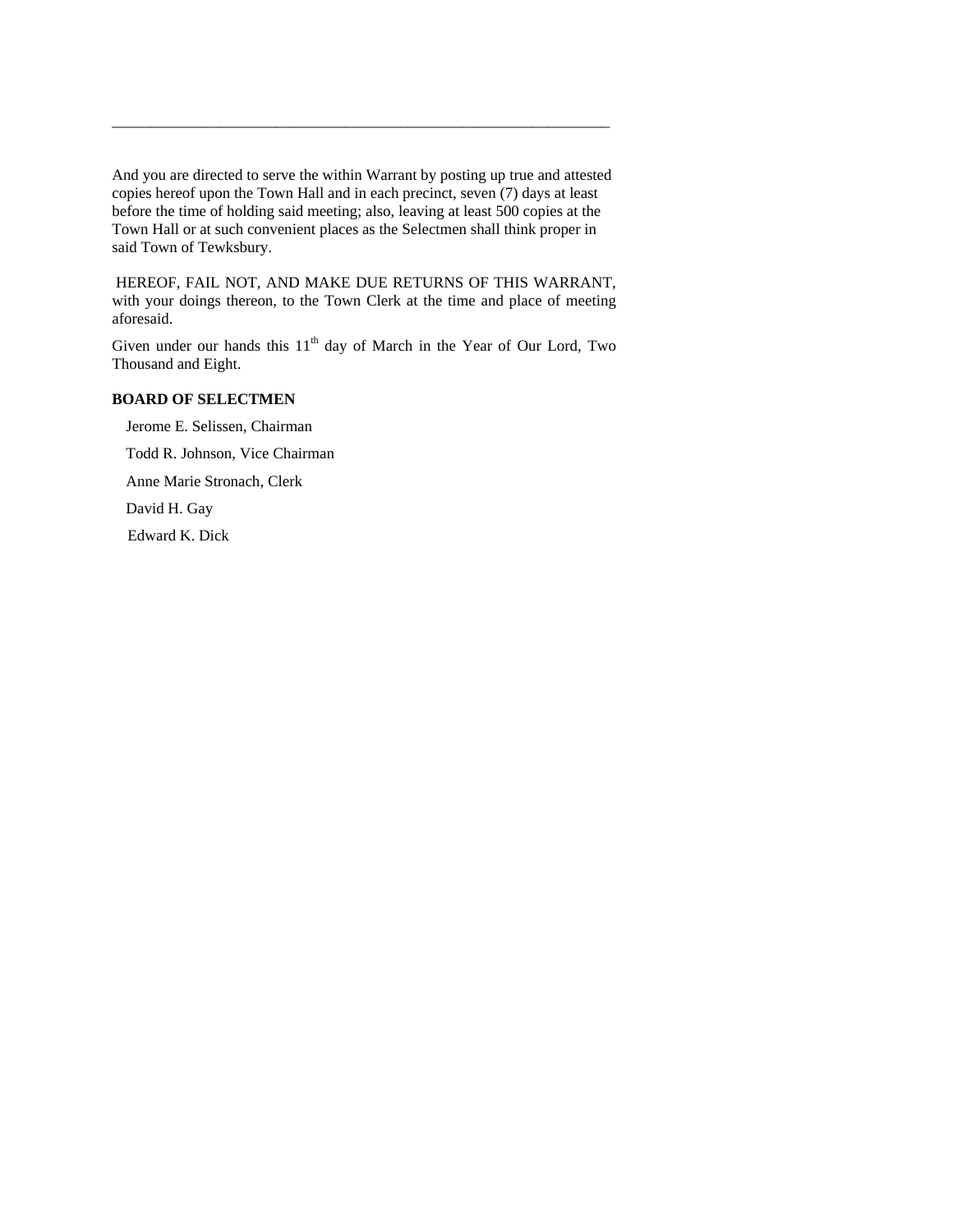---

And you are directed to serve the within Warrant by posting up true and attested copies hereof upon the Town Hall and in each precinct, seven (7) days at least before the time of holding said meeting; also, leaving at least 500 copies at the Town Hall or at such convenient places as the Selectmen shall think proper in said Town of Tewksbury.

HEREOF, FAIL NOT, AND MAKE DUE RETURNS OF THIS WARRANT, with your doings thereon, to the Town Clerk at the time and place of meeting aforesaid.

Given under our hands this 11th day of March in the Year of Our Lord, Two Thousand and Eight.

**BOARD OF SELECTMEN**

Jerome E. Selissen, Chairman

Todd R. Johnson, Vice Chairman

Anne Marie Stronach, Clerk

David H. Gay

Edward K. Dick